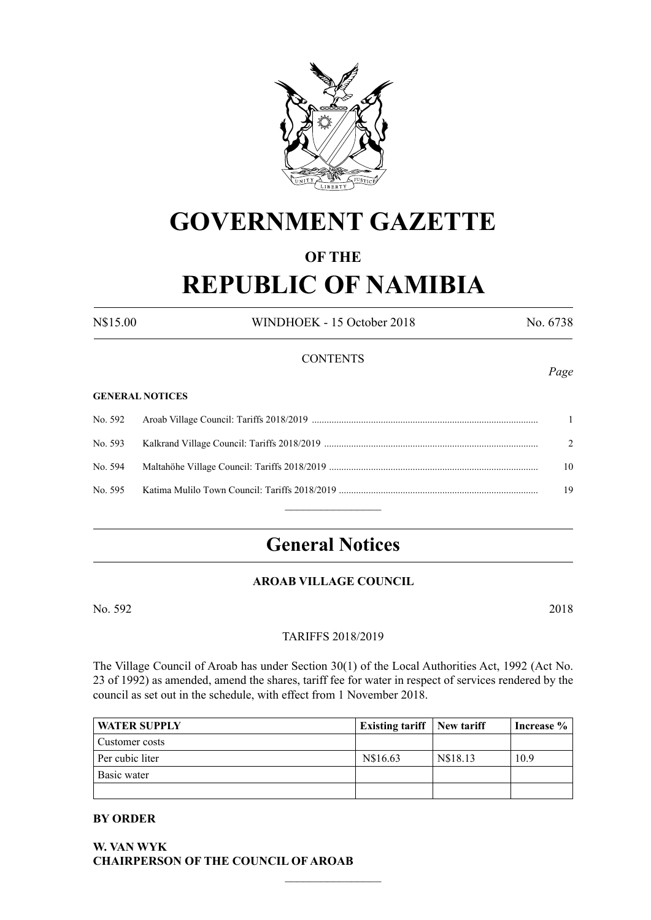# GOVERNMENT GAZETTE

## OF THE

# REPUBLIC OF NAMIBIA

N$15.00 WINDHOEK - 15 October 2018 No. 6738

CONTENTS

*Page*

**GENERAL NOTICES**

| | | |
|---|---|---|
| No. 592 | Aroab Village Council: Tariffs 2018/2019 | 1 |
| No. 593 | Kalkrand Village Council: Tariffs 2018/2019 | 2 |
| No. 594 | Maltahöhe Village Council: Tariffs 2018/2019 | 10 |
| No. 595 | Katima Mulilo Town Council: Tariffs 2018/2019 | 19 |

# General Notices

### AROAB VILLAGE COUNCIL

No. 592 2018

TARIFFS 2018/2019

The Village Council of Aroab has under Section 30(1) of the Local Authorities Act, 1992 (Act No. 23 of 1992) as amended, amend the shares, tariff fee for water in respect of services rendered by the council as set out in the schedule, with effect from 1 November 2018.

| WATER SUPPLY | Existing tariff | New tariff | Increase % |
|---|---|---|---|
| Customer costs | | | |
| Per cubic liter | N$16.63 | N$18.13 | 10.9 |
| Basic water | | | |
| | | | |

**BY ORDER**

**W. VAN WYK**
**CHAIRPERSON OF THE COUNCIL OF AROAB**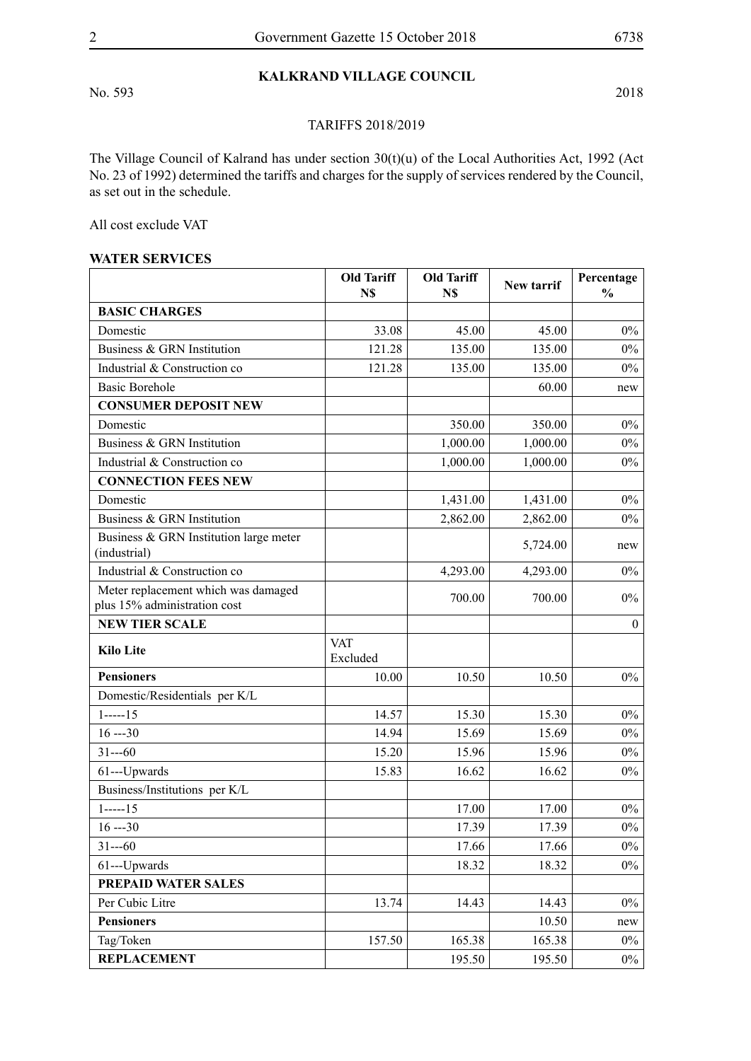## KALKRAND VILLAGE COUNCIL

No. 593 2018

TARIFFS 2018/2019

The Village Council of Kalrand has under section 30(t)(u) of the Local Authorities Act, 1992 (Act No. 23 of 1992) determined the tariffs and charges for the supply of services rendered by the Council, as set out in the schedule.

All cost exclude VAT

**WATER SERVICES**

| | Old Tariff N$ | Old Tariff N$ | New tarrif | Percentage % |
|---|---|---|---|---|
| **BASIC CHARGES** | | | | |
| Domestic | 33.08 | 45.00 | 45.00 | 0% |
| Business & GRN Institution | 121.28 | 135.00 | 135.00 | 0% |
| Industrial & Construction co | 121.28 | 135.00 | 135.00 | 0% |
| Basic Borehole | | | 60.00 | new |
| **CONSUMER DEPOSIT NEW** | | | | |
| Domestic | | 350.00 | 350.00 | 0% |
| Business & GRN Institution | | 1,000.00 | 1,000.00 | 0% |
| Industrial & Construction co | | 1,000.00 | 1,000.00 | 0% |
| **CONNECTION FEES NEW** | | | | |
| Domestic | | 1,431.00 | 1,431.00 | 0% |
| Business & GRN Institution | | 2,862.00 | 2,862.00 | 0% |
| Business & GRN Institution large meter (industrial) | | | 5,724.00 | new |
| Industrial & Construction co | | 4,293.00 | 4,293.00 | 0% |
| Meter replacement which was damaged plus 15% administration cost | | 700.00 | 700.00 | 0% |
| **NEW TIER SCALE** | | | | 0 |
| **Kilo Lite** | VAT Excluded | | | |
| **Pensioners** | 10.00 | 10.50 | 10.50 | 0% |
| Domestic/Residentials per K/L | | | | |
| 1-----15 | 14.57 | 15.30 | 15.30 | 0% |
| 16 ---30 | 14.94 | 15.69 | 15.69 | 0% |
| 31---60 | 15.20 | 15.96 | 15.96 | 0% |
| 61---Upwards | 15.83 | 16.62 | 16.62 | 0% |
| Business/Institutions per K/L | | | | |
| 1-----15 | | 17.00 | 17.00 | 0% |
| 16 ---30 | | 17.39 | 17.39 | 0% |
| 31---60 | | 17.66 | 17.66 | 0% |
| 61---Upwards | | 18.32 | 18.32 | 0% |
| **PREPAID WATER SALES** | | | | |
| Per Cubic Litre | 13.74 | 14.43 | 14.43 | 0% |
| **Pensioners** | | | 10.50 | new |
| Tag/Token | 157.50 | 165.38 | 165.38 | 0% |
| **REPLACEMENT** | | 195.50 | 195.50 | 0% |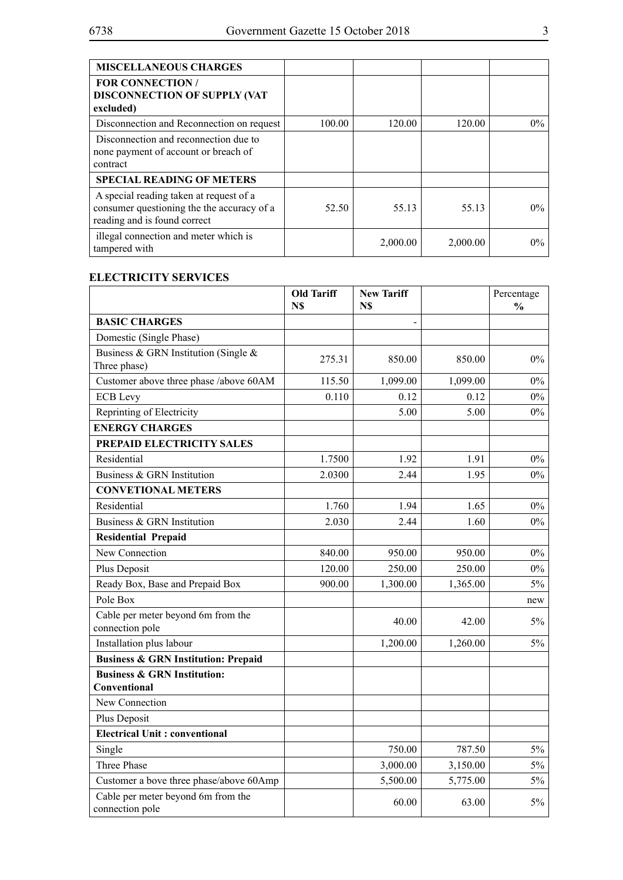| MISCELLANEOUS CHARGES | | | | |
|---|---|---|---|---|
| **FOR CONNECTION / DISCONNECTION OF SUPPLY (VAT excluded)** | | | | |
| Disconnection and Reconnection on request | 100.00 | 120.00 | 120.00 | 0% |
| Disconnection and reconnection due to none payment of account or breach of contract | | | | |
| **SPECIAL READING OF METERS** | | | | |
| A special reading taken at request of a consumer questioning the the accuracy of a reading and is found correct | 52.50 | 55.13 | 55.13 | 0% |
| illegal connection and meter which is tampered with | | 2,000.00 | 2,000.00 | 0% |

## ELECTRICITY SERVICES

| | Old Tariff N$ | New Tariff N$ | | Percentage % |
|---|---|---|---|---|
| **BASIC CHARGES** | | - | | |
| Domestic (Single Phase) | | | | |
| Business & GRN Institution (Single & Three phase) | 275.31 | 850.00 | 850.00 | 0% |
| Customer above three phase /above 60AM | 115.50 | 1,099.00 | 1,099.00 | 0% |
| ECB Levy | 0.110 | 0.12 | 0.12 | 0% |
| Reprinting of Electricity | | 5.00 | 5.00 | 0% |
| **ENERGY CHARGES** | | | | |
| **PREPAID ELECTRICITY SALES** | | | | |
| Residential | 1.7500 | 1.92 | 1.91 | 0% |
| Business & GRN Institution | 2.0300 | 2.44 | 1.95 | 0% |
| **CONVETIONAL METERS** | | | | |
| Residential | 1.760 | 1.94 | 1.65 | 0% |
| Business & GRN Institution | 2.030 | 2.44 | 1.60 | 0% |
| **Residential Prepaid** | | | | |
| New Connection | 840.00 | 950.00 | 950.00 | 0% |
| Plus Deposit | 120.00 | 250.00 | 250.00 | 0% |
| Ready Box, Base and Prepaid Box | 900.00 | 1,300.00 | 1,365.00 | 5% |
| Pole Box | | | | new |
| Cable per meter beyond 6m from the connection pole | | 40.00 | 42.00 | 5% |
| Installation plus labour | | 1,200.00 | 1,260.00 | 5% |
| **Business & GRN Institution: Prepaid** | | | | |
| **Business & GRN Institution: Conventional** | | | | |
| New Connection | | | | |
| Plus Deposit | | | | |
| **Electrical Unit : conventional** | | | | |
| Single | | 750.00 | 787.50 | 5% |
| Three Phase | | 3,000.00 | 3,150.00 | 5% |
| Customer a bove three phase/above 60Amp | | 5,500.00 | 5,775.00 | 5% |
| Cable per meter beyond 6m from the connection pole | | 60.00 | 63.00 | 5% |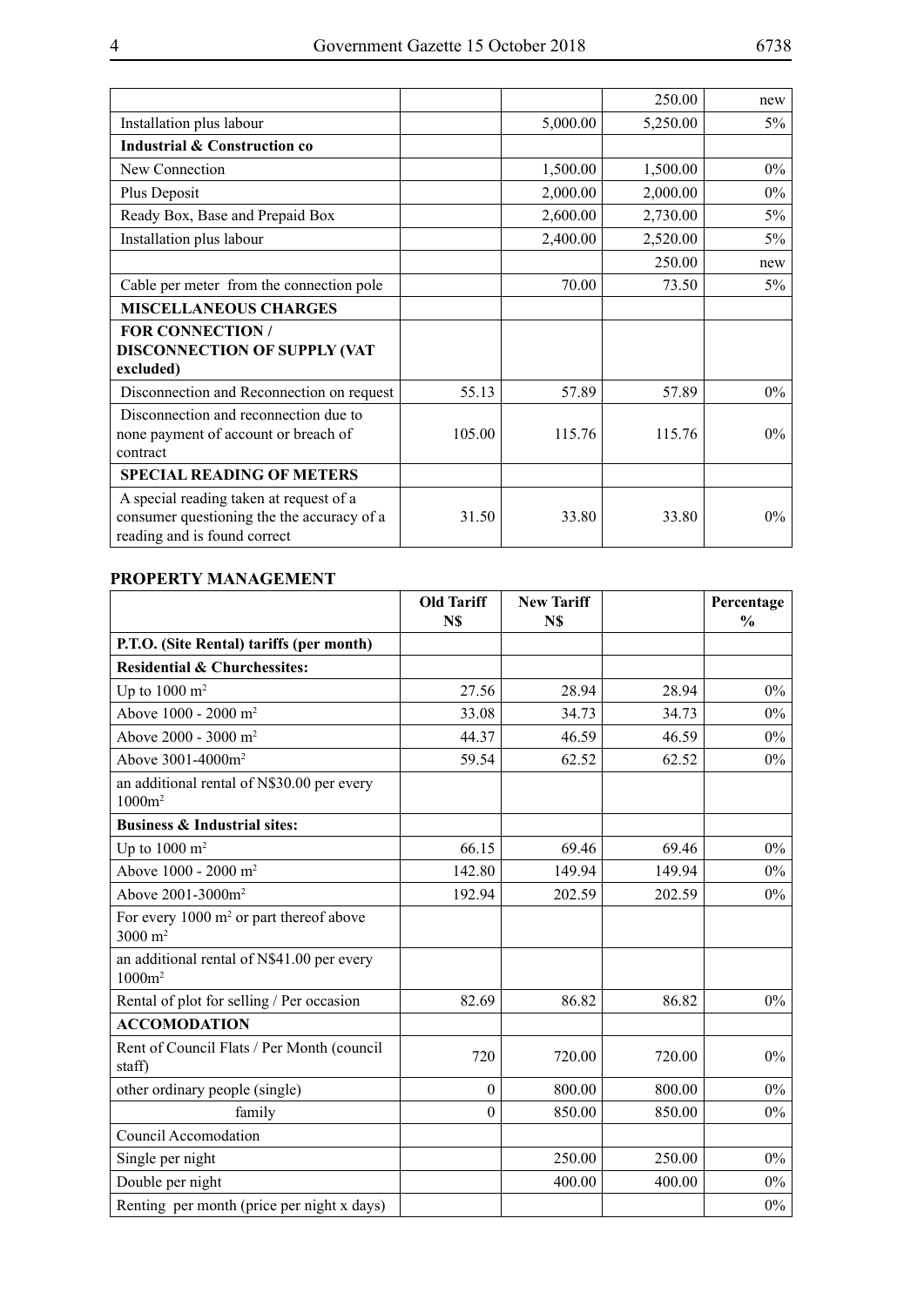| | | | | |
|---|---|---|---|---|
| | | | 250.00 | new |
| Installation plus labour | | 5,000.00 | 5,250.00 | 5% |
| **Industrial & Construction co** | | | | |
| New Connection | | 1,500.00 | 1,500.00 | 0% |
| Plus Deposit | | 2,000.00 | 2,000.00 | 0% |
| Ready Box, Base and Prepaid Box | | 2,600.00 | 2,730.00 | 5% |
| Installation plus labour | | 2,400.00 | 2,520.00 | 5% |
| | | | 250.00 | new |
| Cable per meter from the connection pole | | 70.00 | 73.50 | 5% |
| **MISCELLANEOUS CHARGES** | | | | |
| **FOR CONNECTION / DISCONNECTION OF SUPPLY (VAT excluded)** | | | | |
| Disconnection and Reconnection on request | 55.13 | 57.89 | 57.89 | 0% |
| Disconnection and reconnection due to none payment of account or breach of contract | 105.00 | 115.76 | 115.76 | 0% |
| **SPECIAL READING OF METERS** | | | | |
| A special reading taken at request of a consumer questioning the the accuracy of a reading and is found correct | 31.50 | 33.80 | 33.80 | 0% |

## PROPERTY MANAGEMENT

| | Old Tariff N$ | New Tariff N$ | | Percentage % |
|---|---|---|---|---|
| **P.T.O. (Site Rental) tariffs (per month)** | | | | |
| **Residential & Churchessites:** | | | | |
| Up to 1000 m² | 27.56 | 28.94 | 28.94 | 0% |
| Above 1000 - 2000 m² | 33.08 | 34.73 | 34.73 | 0% |
| Above 2000 - 3000 m² | 44.37 | 46.59 | 46.59 | 0% |
| Above 3001-4000m² | 59.54 | 62.52 | 62.52 | 0% |
| an additional rental of N$30.00 per every 1000m² | | | | |
| **Business & Industrial sites:** | | | | |
| Up to 1000 m² | 66.15 | 69.46 | 69.46 | 0% |
| Above 1000 - 2000 m² | 142.80 | 149.94 | 149.94 | 0% |
| Above 2001-3000m² | 192.94 | 202.59 | 202.59 | 0% |
| For every 1000 m² or part thereof above 3000 m² | | | | |
| an additional rental of N$41.00 per every 1000m² | | | | |
| Rental of plot for selling / Per occasion | 82.69 | 86.82 | 86.82 | 0% |
| **ACCOMODATION** | | | | |
| Rent of Council Flats / Per Month (council staff) | 720 | 720.00 | 720.00 | 0% |
| other ordinary people (single) | 0 | 800.00 | 800.00 | 0% |
| family | 0 | 850.00 | 850.00 | 0% |
| Council Accomodation | | | | |
| Single per night | | 250.00 | 250.00 | 0% |
| Double per night | | 400.00 | 400.00 | 0% |
| Renting per month (price per night x days) | | | | 0% |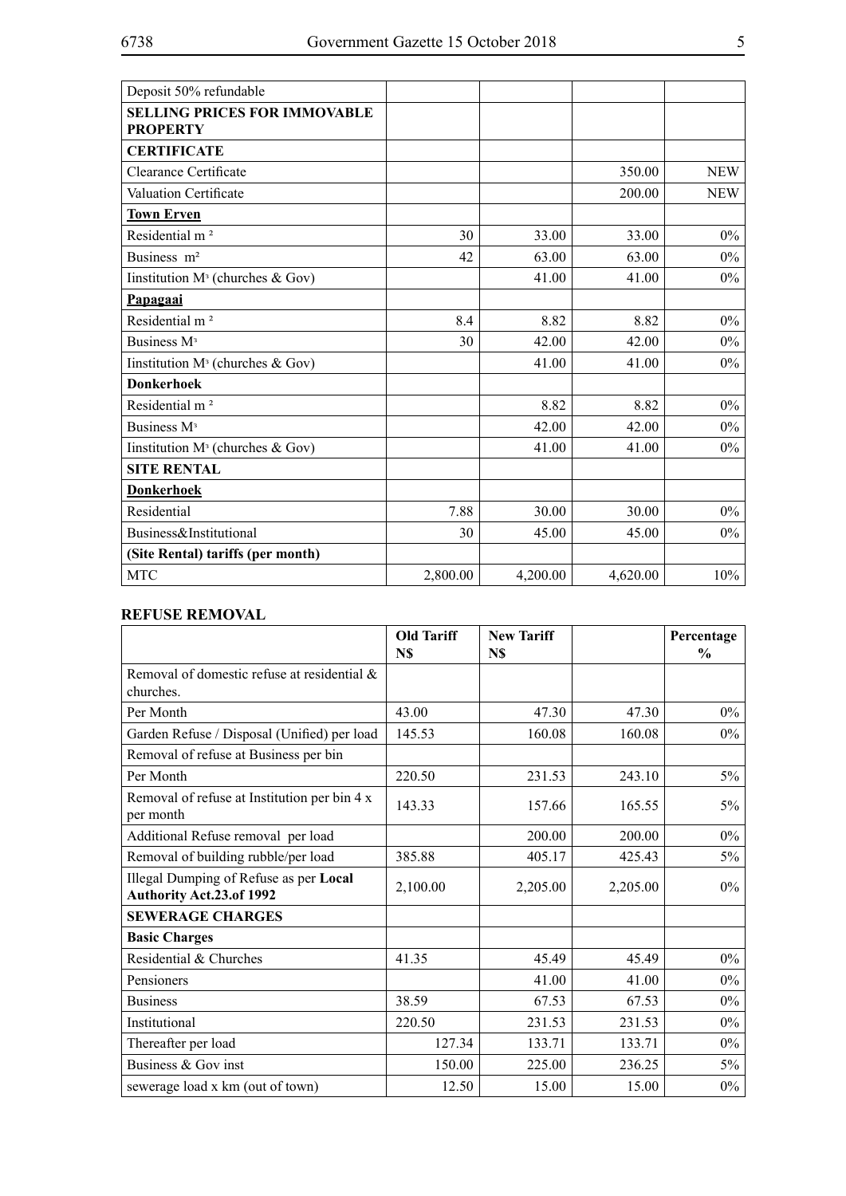| Deposit 50% refundable | | | | |
|---|---|---|---|---|
| **SELLING PRICES FOR IMMOVABLE PROPERTY** | | | | |
| **CERTIFICATE** | | | | |
| Clearance Certificate | | | 350.00 | NEW |
| Valuation Certificate | | | 200.00 | NEW |
| **Town Erven** | | | | |
| Residential m ² | 30 | 33.00 | 33.00 | 0% |
| Business m² | 42 | 63.00 | 63.00 | 0% |
| Iinstitution M³ (churches & Gov) | | 41.00 | 41.00 | 0% |
| **Papagaai** | | | | |
| Residential m ² | 8.4 | 8.82 | 8.82 | 0% |
| Business M³ | 30 | 42.00 | 42.00 | 0% |
| Iinstitution M³ (churches & Gov) | | 41.00 | 41.00 | 0% |
| **Donkerhoek** | | | | |
| Residential m ² | | 8.82 | 8.82 | 0% |
| Business M³ | | 42.00 | 42.00 | 0% |
| Iinstitution M³ (churches & Gov) | | 41.00 | 41.00 | 0% |
| **SITE RENTAL** | | | | |
| **Donkerhoek** | | | | |
| Residential | 7.88 | 30.00 | 30.00 | 0% |
| Business&Institutional | 30 | 45.00 | 45.00 | 0% |
| **(Site Rental) tariffs (per month)** | | | | |
| MTC | 2,800.00 | 4,200.00 | 4,620.00 | 10% |

## REFUSE REMOVAL

| | Old Tariff N$ | New Tariff N$ | | Percentage % |
|---|---|---|---|---|
| Removal of domestic refuse at residential & churches. | | | | |
| Per Month | 43.00 | 47.30 | 47.30 | 0% |
| Garden Refuse / Disposal (Unified) per load | 145.53 | 160.08 | 160.08 | 0% |
| Removal of refuse at Business per bin | | | | |
| Per Month | 220.50 | 231.53 | 243.10 | 5% |
| Removal of refuse at Institution per bin 4 x per month | 143.33 | 157.66 | 165.55 | 5% |
| Additional Refuse removal per load | | 200.00 | 200.00 | 0% |
| Removal of building rubble/per load | 385.88 | 405.17 | 425.43 | 5% |
| Illegal Dumping of Refuse as per **Local Authority Act.23.of 1992** | 2,100.00 | 2,205.00 | 2,205.00 | 0% |
| **SEWERAGE CHARGES** | | | | |
| **Basic Charges** | | | | |
| Residential & Churches | 41.35 | 45.49 | 45.49 | 0% |
| Pensioners | | 41.00 | 41.00 | 0% |
| Business | 38.59 | 67.53 | 67.53 | 0% |
| Institutional | 220.50 | 231.53 | 231.53 | 0% |
| Thereafter per load | 127.34 | 133.71 | 133.71 | 0% |
| Business & Gov inst | 150.00 | 225.00 | 236.25 | 5% |
| sewerage load x km (out of town) | 12.50 | 15.00 | 15.00 | 0% |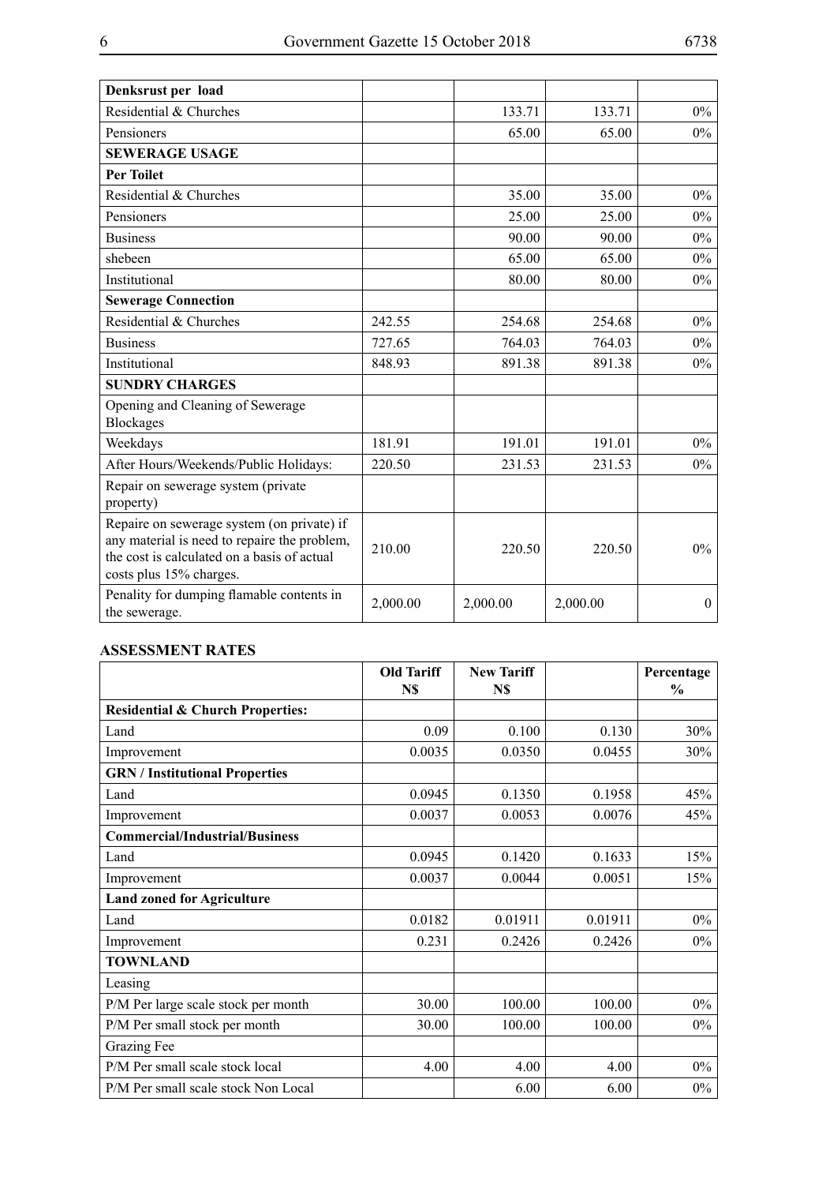| **Denksrust per load** | | | | |
|---|---|---|---|---|
| Residential & Churches | | 133.71 | 133.71 | 0% |
| Pensioners | | 65.00 | 65.00 | 0% |
| **SEWERAGE USAGE** | | | | |
| **Per Toilet** | | | | |
| Residential & Churches | | 35.00 | 35.00 | 0% |
| Pensioners | | 25.00 | 25.00 | 0% |
| Business | | 90.00 | 90.00 | 0% |
| shebeen | | 65.00 | 65.00 | 0% |
| Institutional | | 80.00 | 80.00 | 0% |
| **Sewerage Connection** | | | | |
| Residential & Churches | 242.55 | 254.68 | 254.68 | 0% |
| Business | 727.65 | 764.03 | 764.03 | 0% |
| Institutional | 848.93 | 891.38 | 891.38 | 0% |
| **SUNDRY CHARGES** | | | | |
| Opening and Cleaning of Sewerage Blockages | | | | |
| Weekdays | 181.91 | 191.01 | 191.01 | 0% |
| After Hours/Weekends/Public Holidays: | 220.50 | 231.53 | 231.53 | 0% |
| Repair on sewerage system (private property) | | | | |
| Repaire on sewerage system (on private) if any material is need to repaire the problem, the cost is calculated on a basis of actual costs plus 15% charges. | 210.00 | 220.50 | 220.50 | 0% |
| Penality for dumping flamable contents in the sewerage. | 2,000.00 | 2,000.00 | 2,000.00 | 0 |

**ASSESSMENT RATES**

| | **Old Tariff N$** | **New Tariff N$** | | **Percentage %** |
|---|---|---|---|---|
| **Residential & Church Properties:** | | | | |
| Land | 0.09 | 0.100 | 0.130 | 30% |
| Improvement | 0.0035 | 0.0350 | 0.0455 | 30% |
| **GRN / Institutional Properties** | | | | |
| Land | 0.0945 | 0.1350 | 0.1958 | 45% |
| Improvement | 0.0037 | 0.0053 | 0.0076 | 45% |
| **Commercial/Industrial/Business** | | | | |
| Land | 0.0945 | 0.1420 | 0.1633 | 15% |
| Improvement | 0.0037 | 0.0044 | 0.0051 | 15% |
| **Land zoned for Agriculture** | | | | |
| Land | 0.0182 | 0.01911 | 0.01911 | 0% |
| Improvement | 0.231 | 0.2426 | 0.2426 | 0% |
| **TOWNLAND** | | | | |
| Leasing | | | | |
| P/M Per large scale stock per month | 30.00 | 100.00 | 100.00 | 0% |
| P/M Per small stock per month | 30.00 | 100.00 | 100.00 | 0% |
| Grazing Fee | | | | |
| P/M Per small scale stock local | 4.00 | 4.00 | 4.00 | 0% |
| P/M Per small scale stock Non Local | | 6.00 | 6.00 | 0% |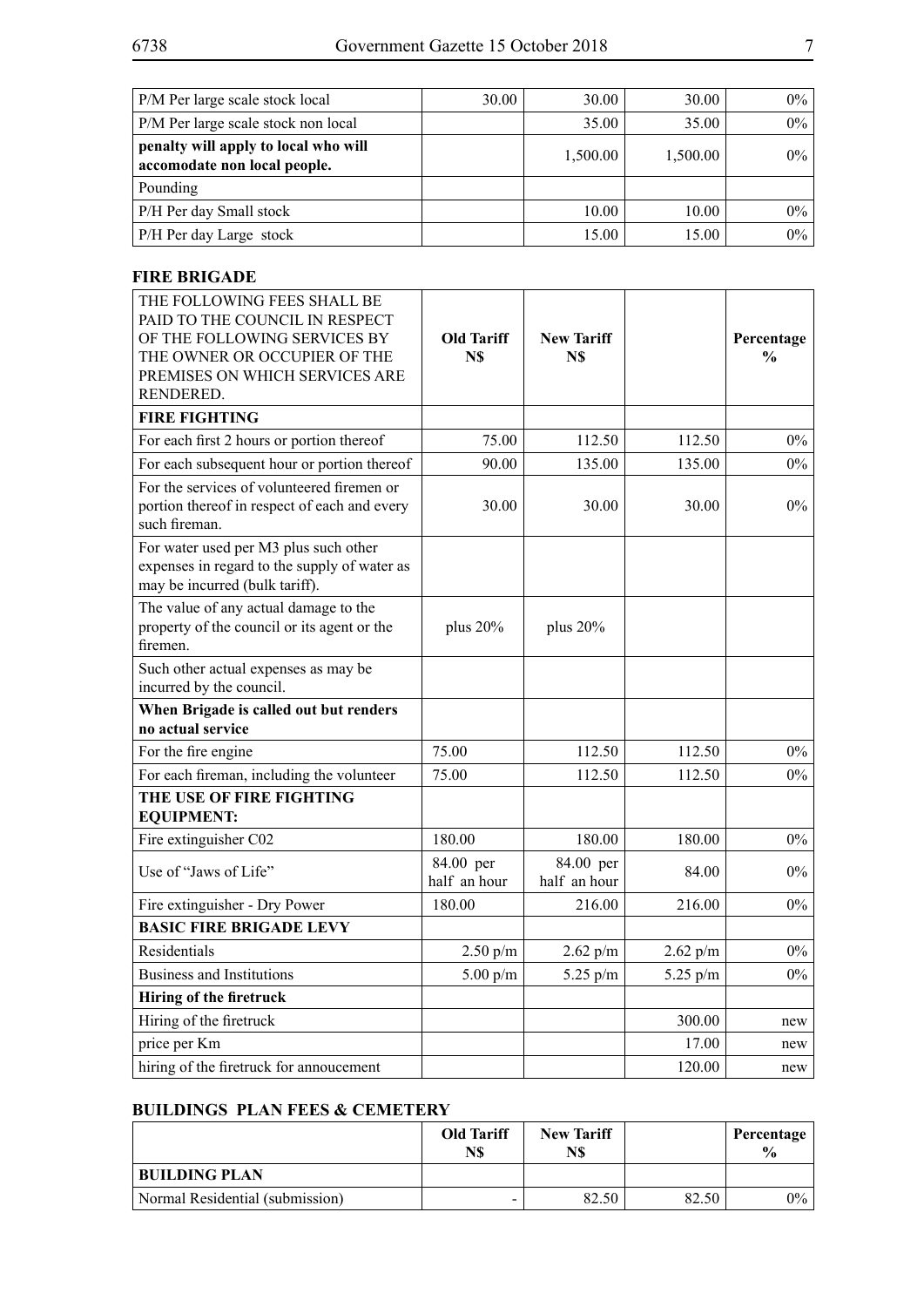| | | | | |
|---|---|---|---|---|
| P/M Per large scale stock local | 30.00 | 30.00 | 30.00 | 0% |
| P/M Per large scale stock non local | | 35.00 | 35.00 | 0% |
| **penalty will apply to local who will accomodate non local people.** | | 1,500.00 | 1,500.00 | 0% |
| Pounding | | | | |
| P/H Per day Small stock | | 10.00 | 10.00 | 0% |
| P/H Per day Large stock | | 15.00 | 15.00 | 0% |

**FIRE BRIGADE**

| THE FOLLOWING FEES SHALL BE PAID TO THE COUNCIL IN RESPECT OF THE FOLLOWING SERVICES BY THE OWNER OR OCCUPIER OF THE PREMISES ON WHICH SERVICES ARE RENDERED. | **Old Tariff N$** | **New Tariff N$** | | **Percentage %** |
|---|---|---|---|---|
| **FIRE FIGHTING** | | | | |
| For each first 2 hours or portion thereof | 75.00 | 112.50 | 112.50 | 0% |
| For each subsequent hour or portion thereof | 90.00 | 135.00 | 135.00 | 0% |
| For the services of volunteered firemen or portion thereof in respect of each and every such fireman. | 30.00 | 30.00 | 30.00 | 0% |
| For water used per M3 plus such other expenses in regard to the supply of water as may be incurred (bulk tariff). | | | | |
| The value of any actual damage to the property of the council or its agent or the firemen. | plus 20% | plus 20% | | |
| Such other actual expenses as may be incurred by the council. | | | | |
| **When Brigade is called out but renders no actual service** | | | | |
| For the fire engine | 75.00 | 112.50 | 112.50 | 0% |
| For each fireman, including the volunteer | 75.00 | 112.50 | 112.50 | 0% |
| **THE USE OF FIRE FIGHTING EQUIPMENT:** | | | | |
| Fire extinguisher C02 | 180.00 | 180.00 | 180.00 | 0% |
| Use of "Jaws of Life" | 84.00 per half an hour | 84.00 per half an hour | 84.00 | 0% |
| Fire extinguisher - Dry Power | 180.00 | 216.00 | 216.00 | 0% |
| **BASIC FIRE BRIGADE LEVY** | | | | |
| Residentials | 2.50 p/m | 2.62 p/m | 2.62 p/m | 0% |
| Business and Institutions | 5.00 p/m | 5.25 p/m | 5.25 p/m | 0% |
| **Hiring of the firetruck** | | | | |
| Hiring of the firetruck | | | 300.00 | new |
| price per Km | | | 17.00 | new |
| hiring of the firetruck for annoucement | | | 120.00 | new |

**BUILDINGS PLAN FEES & CEMETERY**

| | **Old Tariff N$** | **New Tariff N$** | | **Percentage %** |
|---|---|---|---|---|
| **BUILDING PLAN** | | | | |
| Normal Residential (submission) | - | 82.50 | 82.50 | 0% |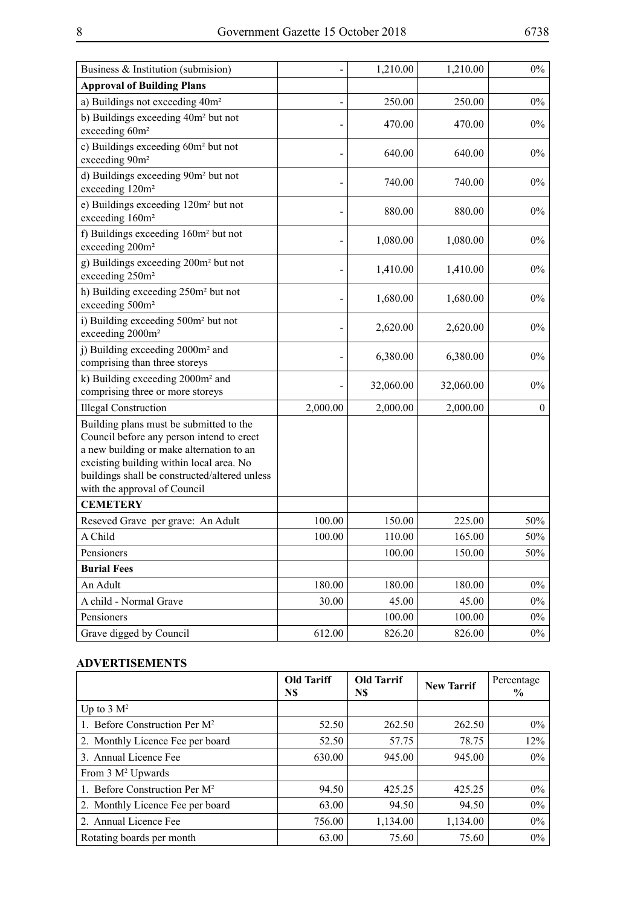| | | | | |
|---|---|---|---|---|
| Business & Institution (submision) | - | 1,210.00 | 1,210.00 | 0% |
| **Approval of Building Plans** | | | | |
| a) Buildings not exceeding 40m² | - | 250.00 | 250.00 | 0% |
| b) Buildings exceeding 40m² but not exceeding 60m² | - | 470.00 | 470.00 | 0% |
| c) Buildings exceeding 60m² but not exceeding 90m² | - | 640.00 | 640.00 | 0% |
| d) Buildings exceeding 90m² but not exceeding 120m² | - | 740.00 | 740.00 | 0% |
| e) Buildings exceeding 120m² but not exceeding 160m² | - | 880.00 | 880.00 | 0% |
| f) Buildings exceeding 160m² but not exceeding 200m² | - | 1,080.00 | 1,080.00 | 0% |
| g) Buildings exceeding 200m² but not exceeding 250m² | - | 1,410.00 | 1,410.00 | 0% |
| h) Building exceeding 250m² but not exceeding 500m² | - | 1,680.00 | 1,680.00 | 0% |
| i) Building exceeding 500m² but not exceeding 2000m² | - | 2,620.00 | 2,620.00 | 0% |
| j) Building exceeding 2000m² and comprising than three storeys | - | 6,380.00 | 6,380.00 | 0% |
| k) Building exceeding 2000m² and comprising three or more storeys | - | 32,060.00 | 32,060.00 | 0% |
| Illegal Construction | 2,000.00 | 2,000.00 | 2,000.00 | 0 |
| Building plans must be submitted to the Council before any person intend to erect a new building or make alternation to an excisting building within local area. No buildings shall be constructed/altered unless with the approval of Council | | | | |
| **CEMETERY** | | | | |
| Reseved Grave per grave: An Adult | 100.00 | 150.00 | 225.00 | 50% |
| A Child | 100.00 | 110.00 | 165.00 | 50% |
| Pensioners | | 100.00 | 150.00 | 50% |
| **Burial Fees** | | | | |
| An Adult | 180.00 | 180.00 | 180.00 | 0% |
| A child - Normal Grave | 30.00 | 45.00 | 45.00 | 0% |
| Pensioners | | 100.00 | 100.00 | 0% |
| Grave digged by Council | 612.00 | 826.20 | 826.00 | 0% |

**ADVERTISEMENTS**

| | **Old Tariff N$** | **Old Tarrif N$** | **New Tarrif** | Percentage % |
|---|---|---|---|---|
| Up to 3 M² | | | | |
| 1. Before Construction Per M² | 52.50 | 262.50 | 262.50 | 0% |
| 2. Monthly Licence Fee per board | 52.50 | 57.75 | 78.75 | 12% |
| 3. Annual Licence Fee | 630.00 | 945.00 | 945.00 | 0% |
| From 3 M² Upwards | | | | |
| 1. Before Construction Per M² | 94.50 | 425.25 | 425.25 | 0% |
| 2. Monthly Licence Fee per board | 63.00 | 94.50 | 94.50 | 0% |
| 2. Annual Licence Fee | 756.00 | 1,134.00 | 1,134.00 | 0% |
| Rotating boards per month | 63.00 | 75.60 | 75.60 | 0% |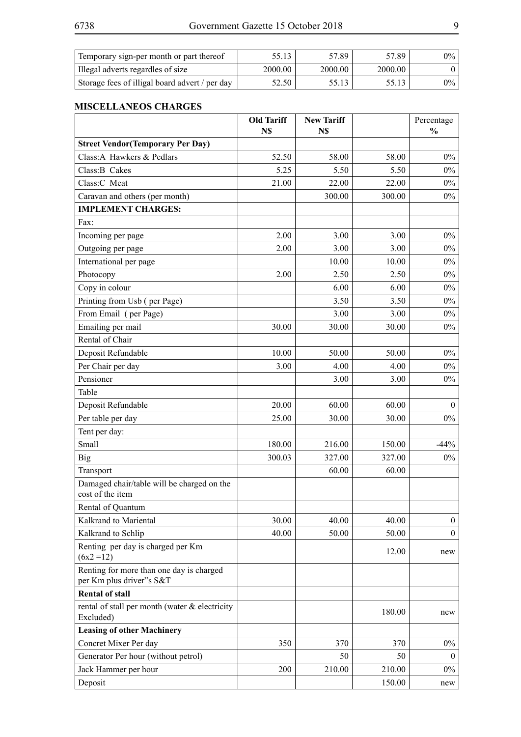| Temporary sign-per month or part thereof | 55.13 | 57.89 | 57.89 | 0% |
|---|---|---|---|---|
| Illegal adverts regardles of size | 2000.00 | 2000.00 | 2000.00 | 0 |
| Storage fees of illigal board advert / per day | 52.50 | 55.13 | 55.13 | 0% |

**MISCELLANEOS CHARGES**

| | **Old Tariff N$** | **New Tariff N$** | | Percentage % |
|---|---|---|---|---|
| **Street Vendor(Temporary Per Day)** | | | | |
| Class:A Hawkers & Pedlars | 52.50 | 58.00 | 58.00 | 0% |
| Class:B Cakes | 5.25 | 5.50 | 5.50 | 0% |
| Class:C Meat | 21.00 | 22.00 | 22.00 | 0% |
| Caravan and others (per month) | | 300.00 | 300.00 | 0% |
| **IMPLEMENT CHARGES:** | | | | |
| Fax: | | | | |
| Incoming per page | 2.00 | 3.00 | 3.00 | 0% |
| Outgoing per page | 2.00 | 3.00 | 3.00 | 0% |
| International per page | | 10.00 | 10.00 | 0% |
| Photocopy | 2.00 | 2.50 | 2.50 | 0% |
| Copy in colour | | 6.00 | 6.00 | 0% |
| Printing from Usb ( per Page) | | 3.50 | 3.50 | 0% |
| From Email ( per Page) | | 3.00 | 3.00 | 0% |
| Emailing per mail | 30.00 | 30.00 | 30.00 | 0% |
| Rental of Chair | | | | |
| Deposit Refundable | 10.00 | 50.00 | 50.00 | 0% |
| Per Chair per day | 3.00 | 4.00 | 4.00 | 0% |
| Pensioner | | 3.00 | 3.00 | 0% |
| Table | | | | |
| Deposit Refundable | 20.00 | 60.00 | 60.00 | 0 |
| Per table per day | 25.00 | 30.00 | 30.00 | 0% |
| Tent per day: | | | | |
| Small | 180.00 | 216.00 | 150.00 | -44% |
| Big | 300.03 | 327.00 | 327.00 | 0% |
| Transport | | 60.00 | 60.00 | |
| Damaged chair/table will be charged on the cost of the item | | | | |
| Rental of Quantum | | | | |
| Kalkrand to Mariental | 30.00 | 40.00 | 40.00 | 0 |
| Kalkrand to Schlip | 40.00 | 50.00 | 50.00 | 0 |
| Renting per day is charged per Km (6x2 =12) | | | 12.00 | new |
| Renting for more than one day is charged per Km plus driver"s S&T | | | | |
| **Rental of stall** | | | | |
| rental of stall per month (water & electricity Excluded) | | | 180.00 | new |
| **Leasing of other Machinery** | | | | |
| Concret Mixer Per day | 350 | 370 | 370 | 0% |
| Generator Per hour (without petrol) | | 50 | 50 | 0 |
| Jack Hammer per hour | 200 | 210.00 | 210.00 | 0% |
| Deposit | | | 150.00 | new |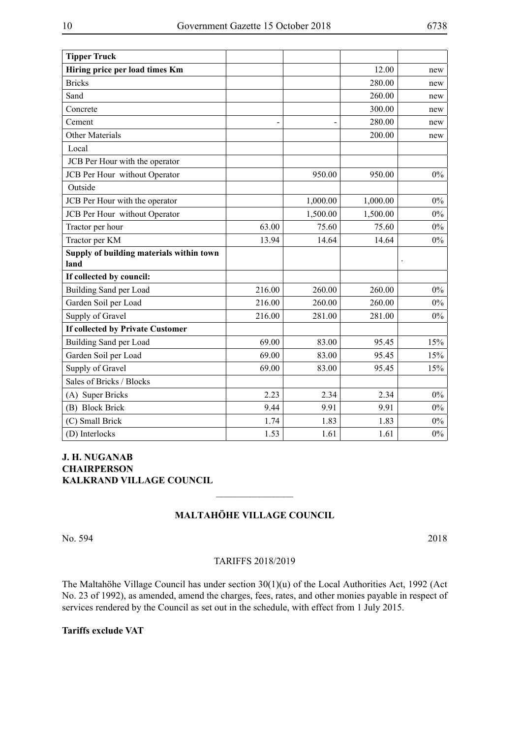| Tipper Truck | | | | |
|---|---|---|---|---|
| **Hiring price per load times Km** | | | 12.00 | new |
| Bricks | | | 280.00 | new |
| Sand | | | 260.00 | new |
| Concrete | | | 300.00 | new |
| Cement | - | - | 280.00 | new |
| Other Materials | | | 200.00 | new |
| Local | | | | |
| JCB Per Hour with the operator | | | | |
| JCB Per Hour without Operator | | 950.00 | 950.00 | 0% |
| Outside | | | | |
| JCB Per Hour with the operator | | 1,000.00 | 1,000.00 | 0% |
| JCB Per Hour without Operator | | 1,500.00 | 1,500.00 | 0% |
| Tractor per hour | 63.00 | 75.60 | 75.60 | 0% |
| Tractor per KM | 13.94 | 14.64 | 14.64 | 0% |
| **Supply of building materials within town land** | | | | . |
| **If collected by council:** | | | | |
| Building Sand per Load | 216.00 | 260.00 | 260.00 | 0% |
| Garden Soil per Load | 216.00 | 260.00 | 260.00 | 0% |
| Supply of Gravel | 216.00 | 281.00 | 281.00 | 0% |
| **If collected by Private Customer** | | | | |
| Building Sand per Load | 69.00 | 83.00 | 95.45 | 15% |
| Garden Soil per Load | 69.00 | 83.00 | 95.45 | 15% |
| Supply of Gravel | 69.00 | 83.00 | 95.45 | 15% |
| Sales of Bricks / Blocks | | | | |
| (A) Super Bricks | 2.23 | 2.34 | 2.34 | 0% |
| (B) Block Brick | 9.44 | 9.91 | 9.91 | 0% |
| (C) Small Brick | 1.74 | 1.83 | 1.83 | 0% |
| (D) Interlocks | 1.53 | 1.61 | 1.61 | 0% |

**J. H. NUGANAB**
**CHAIRPERSON**
**KALKRAND VILLAGE COUNCIL**

---

## MALTAHÖHE VILLAGE COUNCIL

No. 594 2018

TARIFFS 2018/2019

The Maltahöhe Village Council has under section 30(1)(u) of the Local Authorities Act, 1992 (Act No. 23 of 1992), as amended, amend the charges, fees, rates, and other monies payable in respect of services rendered by the Council as set out in the schedule, with effect from 1 July 2015.

**Tariffs exclude VAT**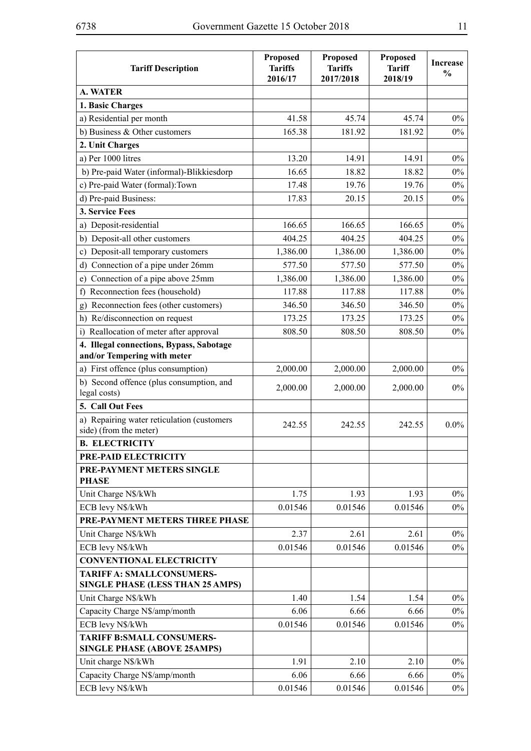| Tariff Description | Proposed Tariffs 2016/17 | Proposed Tariffs 2017/2018 | Proposed Tariff 2018/19 | Increase % |
|---|---|---|---|---|
| **A. WATER** | | | | |
| **1. Basic Charges** | | | | |
| a) Residential per month | 41.58 | 45.74 | 45.74 | 0% |
| b) Business & Other customers | 165.38 | 181.92 | 181.92 | 0% |
| **2. Unit Charges** | | | | |
| a) Per 1000 litres | 13.20 | 14.91 | 14.91 | 0% |
| b) Pre-paid Water (informal)-Blikkiesdorp | 16.65 | 18.82 | 18.82 | 0% |
| c) Pre-paid Water (formal):Town | 17.48 | 19.76 | 19.76 | 0% |
| d) Pre-paid Business: | 17.83 | 20.15 | 20.15 | 0% |
| **3. Service Fees** | | | | |
| a) Deposit-residential | 166.65 | 166.65 | 166.65 | 0% |
| b) Deposit-all other customers | 404.25 | 404.25 | 404.25 | 0% |
| c) Deposit-all temporary customers | 1,386.00 | 1,386.00 | 1,386.00 | 0% |
| d) Connection of a pipe under 26mm | 577.50 | 577.50 | 577.50 | 0% |
| e) Connection of a pipe above 25mm | 1,386.00 | 1,386.00 | 1,386.00 | 0% |
| f) Reconnection fees (household) | 117.88 | 117.88 | 117.88 | 0% |
| g) Reconnection fees (other customers) | 346.50 | 346.50 | 346.50 | 0% |
| h) Re/disconnection on request | 173.25 | 173.25 | 173.25 | 0% |
| i) Reallocation of meter after approval | 808.50 | 808.50 | 808.50 | 0% |
| **4. Illegal connections, Bypass, Sabotage and/or Tempering with meter** | | | | |
| a) First offence (plus consumption) | 2,000.00 | 2,000.00 | 2,000.00 | 0% |
| b) Second offence (plus consumption, and legal costs) | 2,000.00 | 2,000.00 | 2,000.00 | 0% |
| **5. Call Out Fees** | | | | |
| a) Repairing water reticulation (customers side) (from the meter) | 242.55 | 242.55 | 242.55 | 0.0% |
| **B. ELECTRICITY** | | | | |
| **PRE-PAID ELECTRICITY** | | | | |
| **PRE-PAYMENT METERS SINGLE PHASE** | | | | |
| Unit Charge N$/kWh | 1.75 | 1.93 | 1.93 | 0% |
| ECB levy N$/kWh | 0.01546 | 0.01546 | 0.01546 | 0% |
| **PRE-PAYMENT METERS THREE PHASE** | | | | |
| Unit Charge N$/kWh | 2.37 | 2.61 | 2.61 | 0% |
| ECB levy N$/kWh | 0.01546 | 0.01546 | 0.01546 | 0% |
| **CONVENTIONAL ELECTRICITY** | | | | |
| **TARIFF A: SMALLCONSUMERS-SINGLE PHASE (LESS THAN 25 AMPS)** | | | | |
| Unit Charge N$/kWh | 1.40 | 1.54 | 1.54 | 0% |
| Capacity Charge N$/amp/month | 6.06 | 6.66 | 6.66 | 0% |
| ECB levy N$/kWh | 0.01546 | 0.01546 | 0.01546 | 0% |
| **TARIFF B:SMALL CONSUMERS-SINGLE PHASE (ABOVE 25AMPS)** | | | | |
| Unit charge N$/kWh | 1.91 | 2.10 | 2.10 | 0% |
| Capacity Charge N$/amp/month | 6.06 | 6.66 | 6.66 | 0% |
| ECB levy N$/kWh | 0.01546 | 0.01546 | 0.01546 | 0% |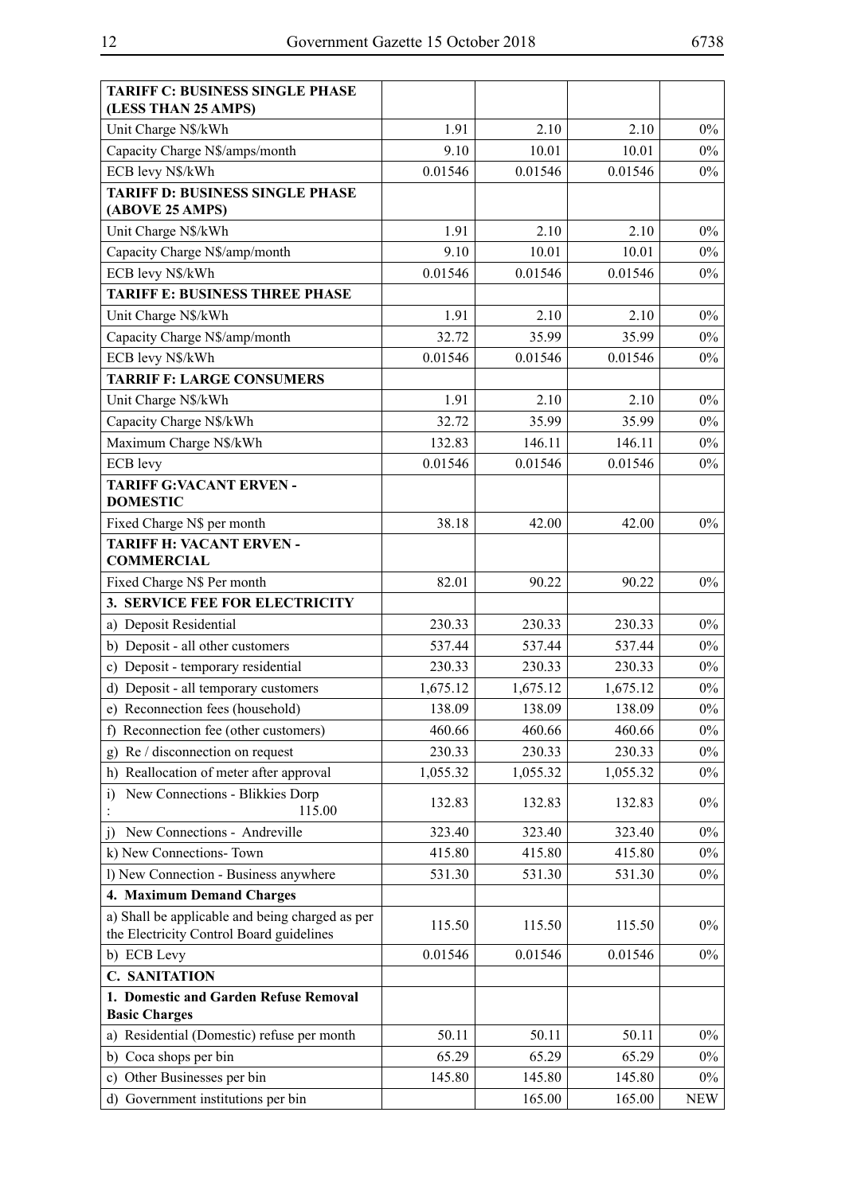| TARIFF C: BUSINESS SINGLE PHASE (LESS THAN 25 AMPS) | | | | |
|---|---|---|---|---|
| Unit Charge N$/kWh | 1.91 | 2.10 | 2.10 | 0% |
| Capacity Charge N$/amps/month | 9.10 | 10.01 | 10.01 | 0% |
| ECB levy N$/kWh | 0.01546 | 0.01546 | 0.01546 | 0% |
| **TARIFF D: BUSINESS SINGLE PHASE (ABOVE 25 AMPS)** | | | | |
| Unit Charge N$/kWh | 1.91 | 2.10 | 2.10 | 0% |
| Capacity Charge N$/amp/month | 9.10 | 10.01 | 10.01 | 0% |
| ECB levy N$/kWh | 0.01546 | 0.01546 | 0.01546 | 0% |
| **TARIFF E: BUSINESS THREE PHASE** | | | | |
| Unit Charge N$/kWh | 1.91 | 2.10 | 2.10 | 0% |
| Capacity Charge N$/amp/month | 32.72 | 35.99 | 35.99 | 0% |
| ECB levy N$/kWh | 0.01546 | 0.01546 | 0.01546 | 0% |
| **TARRIF F: LARGE CONSUMERS** | | | | |
| Unit Charge N$/kWh | 1.91 | 2.10 | 2.10 | 0% |
| Capacity Charge N$/kWh | 32.72 | 35.99 | 35.99 | 0% |
| Maximum Charge N$/kWh | 132.83 | 146.11 | 146.11 | 0% |
| ECB levy | 0.01546 | 0.01546 | 0.01546 | 0% |
| **TARIFF G:VACANT ERVEN - DOMESTIC** | | | | |
| Fixed Charge N$ per month | 38.18 | 42.00 | 42.00 | 0% |
| **TARIFF H: VACANT ERVEN - COMMERCIAL** | | | | |
| Fixed Charge N$ Per month | 82.01 | 90.22 | 90.22 | 0% |
| **3. SERVICE FEE FOR ELECTRICITY** | | | | |
| a) Deposit Residential | 230.33 | 230.33 | 230.33 | 0% |
| b) Deposit - all other customers | 537.44 | 537.44 | 537.44 | 0% |
| c) Deposit - temporary residential | 230.33 | 230.33 | 230.33 | 0% |
| d) Deposit - all temporary customers | 1,675.12 | 1,675.12 | 1,675.12 | 0% |
| e) Reconnection fees (household) | 138.09 | 138.09 | 138.09 | 0% |
| f) Reconnection fee (other customers) | 460.66 | 460.66 | 460.66 | 0% |
| g) Re / disconnection on request | 230.33 | 230.33 | 230.33 | 0% |
| h) Reallocation of meter after approval | 1,055.32 | 1,055.32 | 1,055.32 | 0% |
| i) New Connections - Blikkies Dorp : 115.00 | 132.83 | 132.83 | 132.83 | 0% |
| j) New Connections - Andreville | 323.40 | 323.40 | 323.40 | 0% |
| k) New Connections- Town | 415.80 | 415.80 | 415.80 | 0% |
| l) New Connection - Business anywhere | 531.30 | 531.30 | 531.30 | 0% |
| **4. Maximum Demand Charges** | | | | |
| a) Shall be applicable and being charged as per the Electricity Control Board guidelines | 115.50 | 115.50 | 115.50 | 0% |
| b) ECB Levy | 0.01546 | 0.01546 | 0.01546 | 0% |
| **C. SANITATION** | | | | |
| **1. Domestic and Garden Refuse Removal Basic Charges** | | | | |
| a) Residential (Domestic) refuse per month | 50.11 | 50.11 | 50.11 | 0% |
| b) Coca shops per bin | 65.29 | 65.29 | 65.29 | 0% |
| c) Other Businesses per bin | 145.80 | 145.80 | 145.80 | 0% |
| d) Government institutions per bin | | 165.00 | 165.00 | NEW |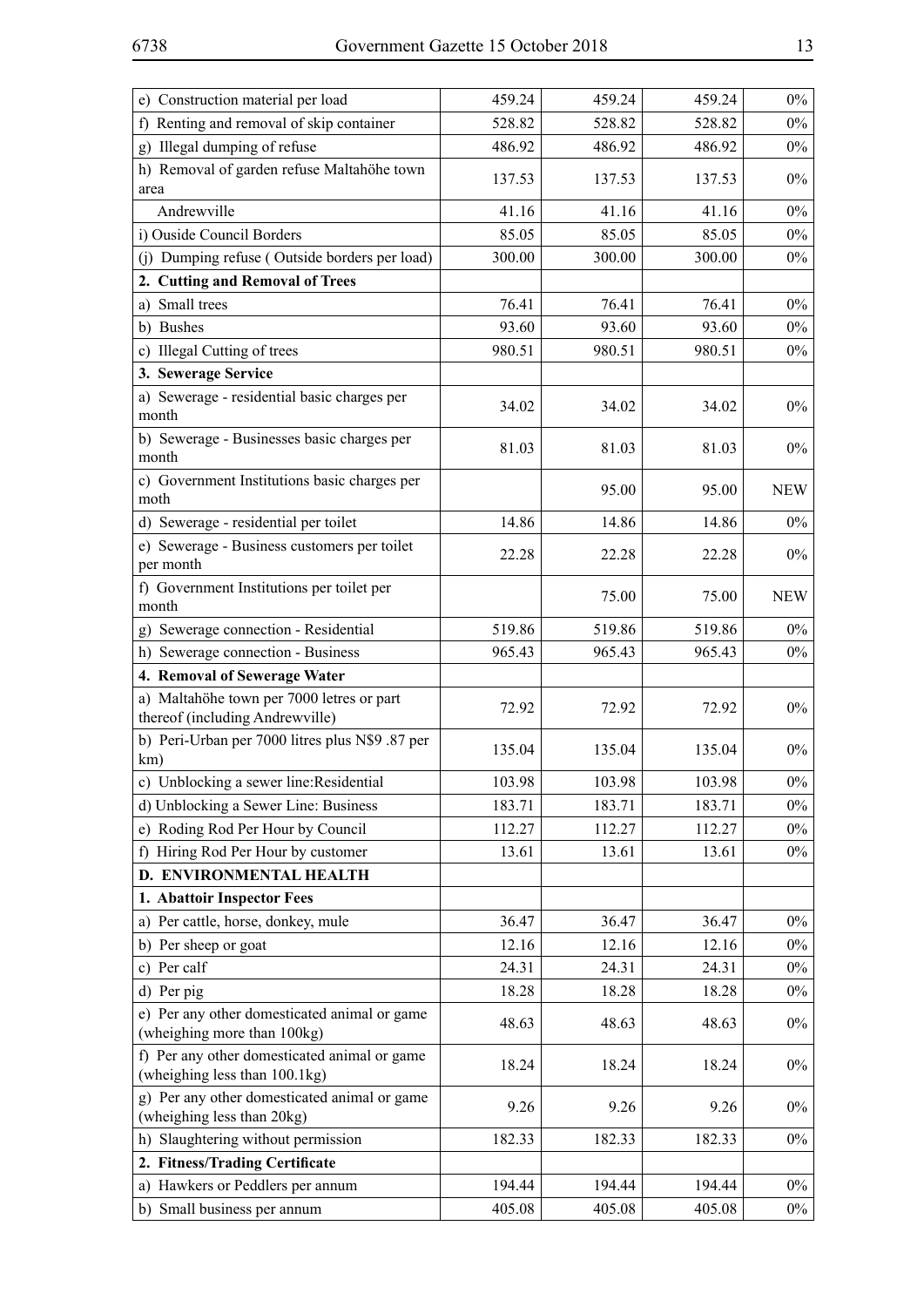| | | | | |
|---|---|---|---|---|
| e) Construction material per load | 459.24 | 459.24 | 459.24 | 0% |
| f) Renting and removal of skip container | 528.82 | 528.82 | 528.82 | 0% |
| g) Illegal dumping of refuse | 486.92 | 486.92 | 486.92 | 0% |
| h) Removal of garden refuse Maltahöhe town area | 137.53 | 137.53 | 137.53 | 0% |
| Andrewville | 41.16 | 41.16 | 41.16 | 0% |
| i) Ouside Council Borders | 85.05 | 85.05 | 85.05 | 0% |
| (j) Dumping refuse ( Outside borders per load) | 300.00 | 300.00 | 300.00 | 0% |
| **2. Cutting and Removal of Trees** | | | | |
| a) Small trees | 76.41 | 76.41 | 76.41 | 0% |
| b) Bushes | 93.60 | 93.60 | 93.60 | 0% |
| c) Illegal Cutting of trees | 980.51 | 980.51 | 980.51 | 0% |
| **3. Sewerage Service** | | | | |
| a) Sewerage - residential basic charges per month | 34.02 | 34.02 | 34.02 | 0% |
| b) Sewerage - Businesses basic charges per month | 81.03 | 81.03 | 81.03 | 0% |
| c) Government Institutions basic charges per moth | | 95.00 | 95.00 | NEW |
| d) Sewerage - residential per toilet | 14.86 | 14.86 | 14.86 | 0% |
| e) Sewerage - Business customers per toilet per month | 22.28 | 22.28 | 22.28 | 0% |
| f) Government Institutions per toilet per month | | 75.00 | 75.00 | NEW |
| g) Sewerage connection - Residential | 519.86 | 519.86 | 519.86 | 0% |
| h) Sewerage connection - Business | 965.43 | 965.43 | 965.43 | 0% |
| **4. Removal of Sewerage Water** | | | | |
| a) Maltahöhe town per 7000 letres or part thereof (including Andrewville) | 72.92 | 72.92 | 72.92 | 0% |
| b) Peri-Urban per 7000 litres plus N$9 .87 per km) | 135.04 | 135.04 | 135.04 | 0% |
| c) Unblocking a sewer line:Residential | 103.98 | 103.98 | 103.98 | 0% |
| d) Unblocking a Sewer Line: Business | 183.71 | 183.71 | 183.71 | 0% |
| e) Roding Rod Per Hour by Council | 112.27 | 112.27 | 112.27 | 0% |
| f) Hiring Rod Per Hour by customer | 13.61 | 13.61 | 13.61 | 0% |
| **D. ENVIRONMENTAL HEALTH** | | | | |
| **1. Abattoir Inspector Fees** | | | | |
| a) Per cattle, horse, donkey, mule | 36.47 | 36.47 | 36.47 | 0% |
| b) Per sheep or goat | 12.16 | 12.16 | 12.16 | 0% |
| c) Per calf | 24.31 | 24.31 | 24.31 | 0% |
| d) Per pig | 18.28 | 18.28 | 18.28 | 0% |
| e) Per any other domesticated animal or game (wheighing more than 100kg) | 48.63 | 48.63 | 48.63 | 0% |
| f) Per any other domesticated animal or game (wheighing less than 100.1kg) | 18.24 | 18.24 | 18.24 | 0% |
| g) Per any other domesticated animal or game (wheighing less than 20kg) | 9.26 | 9.26 | 9.26 | 0% |
| h) Slaughtering without permission | 182.33 | 182.33 | 182.33 | 0% |
| **2. Fitness/Trading Certificate** | | | | |
| a) Hawkers or Peddlers per annum | 194.44 | 194.44 | 194.44 | 0% |
| b) Small business per annum | 405.08 | 405.08 | 405.08 | 0% |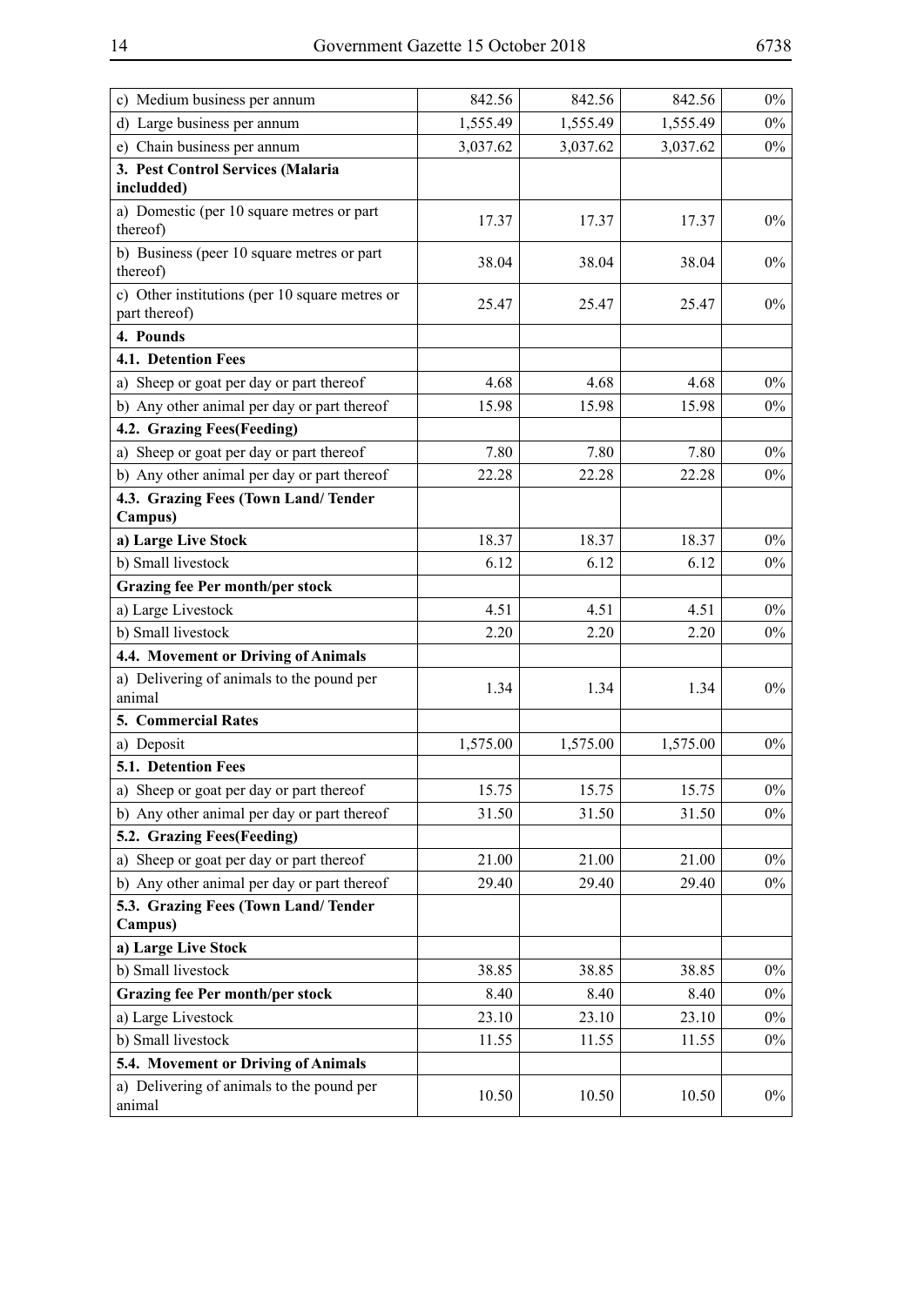| | | | | |
|---|---|---|---|---|
| c) Medium business per annum | 842.56 | 842.56 | 842.56 | 0% |
| d) Large business per annum | 1,555.49 | 1,555.49 | 1,555.49 | 0% |
| e) Chain business per annum | 3,037.62 | 3,037.62 | 3,037.62 | 0% |
| **3. Pest Control Services (Malaria includded)** | | | | |
| a) Domestic (per 10 square metres or part thereof) | 17.37 | 17.37 | 17.37 | 0% |
| b) Business (peer 10 square metres or part thereof) | 38.04 | 38.04 | 38.04 | 0% |
| c) Other institutions (per 10 square metres or part thereof) | 25.47 | 25.47 | 25.47 | 0% |
| **4. Pounds** | | | | |
| **4.1. Detention Fees** | | | | |
| a) Sheep or goat per day or part thereof | 4.68 | 4.68 | 4.68 | 0% |
| b) Any other animal per day or part thereof | 15.98 | 15.98 | 15.98 | 0% |
| **4.2. Grazing Fees(Feeding)** | | | | |
| a) Sheep or goat per day or part thereof | 7.80 | 7.80 | 7.80 | 0% |
| b) Any other animal per day or part thereof | 22.28 | 22.28 | 22.28 | 0% |
| **4.3. Grazing Fees (Town Land/ Tender Campus)** | | | | |
| **a) Large Live Stock** | 18.37 | 18.37 | 18.37 | 0% |
| b) Small livestock | 6.12 | 6.12 | 6.12 | 0% |
| **Grazing fee Per month/per stock** | | | | |
| a) Large Livestock | 4.51 | 4.51 | 4.51 | 0% |
| b) Small livestock | 2.20 | 2.20 | 2.20 | 0% |
| **4.4. Movement or Driving of Animals** | | | | |
| a) Delivering of animals to the pound per animal | 1.34 | 1.34 | 1.34 | 0% |
| **5. Commercial Rates** | | | | |
| a) Deposit | 1,575.00 | 1,575.00 | 1,575.00 | 0% |
| **5.1. Detention Fees** | | | | |
| a) Sheep or goat per day or part thereof | 15.75 | 15.75 | 15.75 | 0% |
| b) Any other animal per day or part thereof | 31.50 | 31.50 | 31.50 | 0% |
| **5.2. Grazing Fees(Feeding)** | | | | |
| a) Sheep or goat per day or part thereof | 21.00 | 21.00 | 21.00 | 0% |
| b) Any other animal per day or part thereof | 29.40 | 29.40 | 29.40 | 0% |
| **5.3. Grazing Fees (Town Land/ Tender Campus)** | | | | |
| **a) Large Live Stock** | | | | |
| b) Small livestock | 38.85 | 38.85 | 38.85 | 0% |
| **Grazing fee Per month/per stock** | 8.40 | 8.40 | 8.40 | 0% |
| a) Large Livestock | 23.10 | 23.10 | 23.10 | 0% |
| b) Small livestock | 11.55 | 11.55 | 11.55 | 0% |
| **5.4. Movement or Driving of Animals** | | | | |
| a) Delivering of animals to the pound per animal | 10.50 | 10.50 | 10.50 | 0% |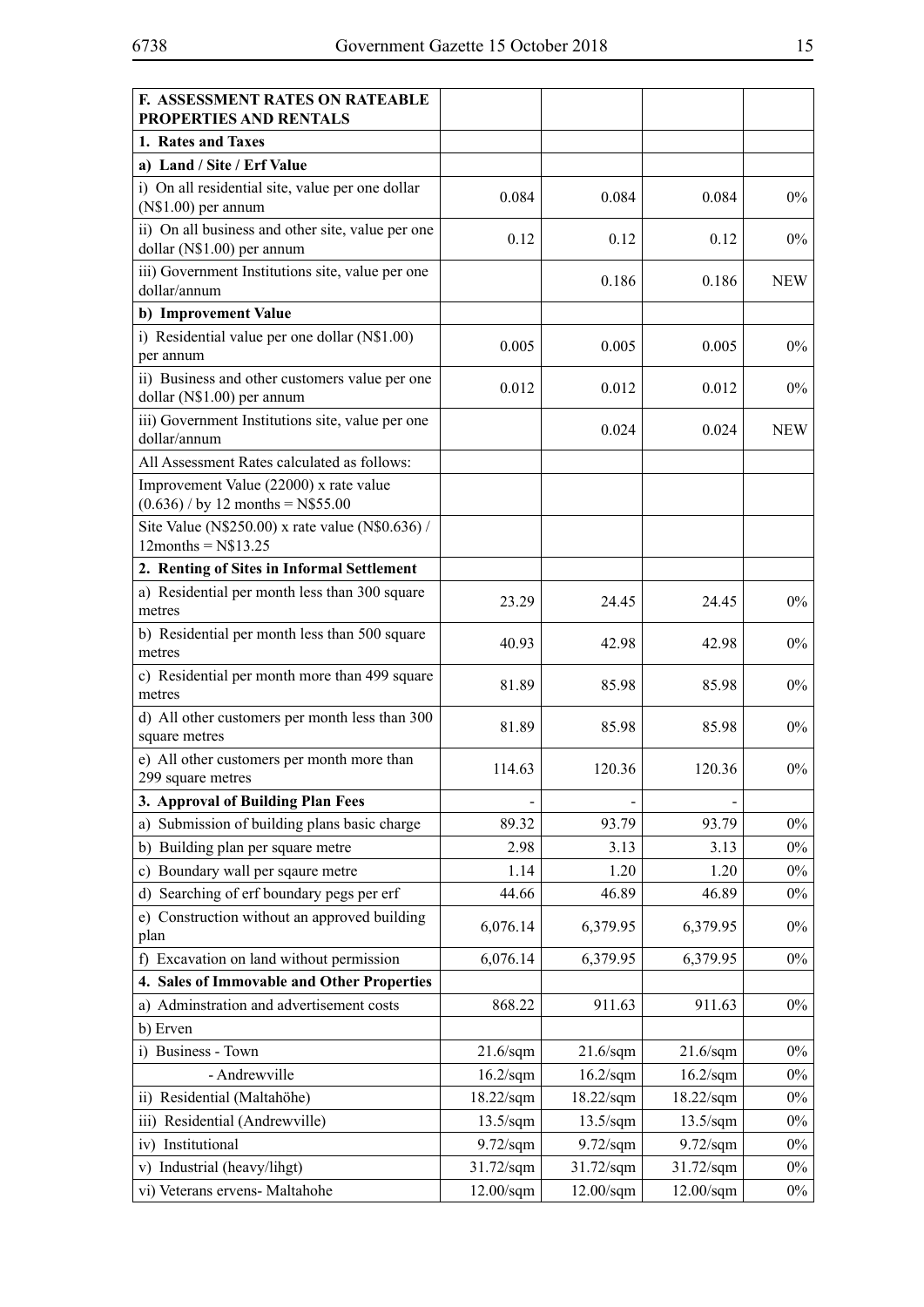| F. ASSESSMENT RATES ON RATEABLE PROPERTIES AND RENTALS | | | |
|---|---|---|---|
| **1. Rates and Taxes** | | | |
| **a) Land / Site / Erf Value** | | | |
| i) On all residential site, value per one dollar (N$1.00) per annum | 0.084 | 0.084 | 0.084 | 0% |
| ii) On all business and other site, value per one dollar (N$1.00) per annum | 0.12 | 0.12 | 0.12 | 0% |
| iii) Government Institutions site, value per one dollar/annum | | 0.186 | 0.186 | NEW |
| **b) Improvement Value** | | | | |
| i) Residential value per one dollar (N$1.00) per annum | 0.005 | 0.005 | 0.005 | 0% |
| ii) Business and other customers value per one dollar (N$1.00) per annum | 0.012 | 0.012 | 0.012 | 0% |
| iii) Government Institutions site, value per one dollar/annum | | 0.024 | 0.024 | NEW |
| All Assessment Rates calculated as follows: | | | | |
| Improvement Value (22000) x rate value (0.636) / by 12 months = N$55.00 | | | | |
| Site Value (N$250.00) x rate value (N$0.636) / 12months = N$13.25 | | | | |
| **2. Renting of Sites in Informal Settlement** | | | | |
| a) Residential per month less than 300 square metres | 23.29 | 24.45 | 24.45 | 0% |
| b) Residential per month less than 500 square metres | 40.93 | 42.98 | 42.98 | 0% |
| c) Residential per month more than 499 square metres | 81.89 | 85.98 | 85.98 | 0% |
| d) All other customers per month less than 300 square metres | 81.89 | 85.98 | 85.98 | 0% |
| e) All other customers per month more than 299 square metres | 114.63 | 120.36 | 120.36 | 0% |
| **3. Approval of Building Plan Fees** | - | - | - | |
| a) Submission of building plans basic charge | 89.32 | 93.79 | 93.79 | 0% |
| b) Building plan per square metre | 2.98 | 3.13 | 3.13 | 0% |
| c) Boundary wall per sqaure metre | 1.14 | 1.20 | 1.20 | 0% |
| d) Searching of erf boundary pegs per erf | 44.66 | 46.89 | 46.89 | 0% |
| e) Construction without an approved building plan | 6,076.14 | 6,379.95 | 6,379.95 | 0% |
| f) Excavation on land without permission | 6,076.14 | 6,379.95 | 6,379.95 | 0% |
| **4. Sales of Immovable and Other Properties** | | | | |
| a) Adminstration and advertisement costs | 868.22 | 911.63 | 911.63 | 0% |
| b) Erven | | | | |
| i) Business - Town | 21.6/sqm | 21.6/sqm | 21.6/sqm | 0% |
| - Andrewville | 16.2/sqm | 16.2/sqm | 16.2/sqm | 0% |
| ii) Residential (Maltahöhe) | 18.22/sqm | 18.22/sqm | 18.22/sqm | 0% |
| iii) Residential (Andrewville) | 13.5/sqm | 13.5/sqm | 13.5/sqm | 0% |
| iv) Institutional | 9.72/sqm | 9.72/sqm | 9.72/sqm | 0% |
| v) Industrial (heavy/lihgt) | 31.72/sqm | 31.72/sqm | 31.72/sqm | 0% |
| vi) Veterans ervens- Maltahohe | 12.00/sqm | 12.00/sqm | 12.00/sqm | 0% |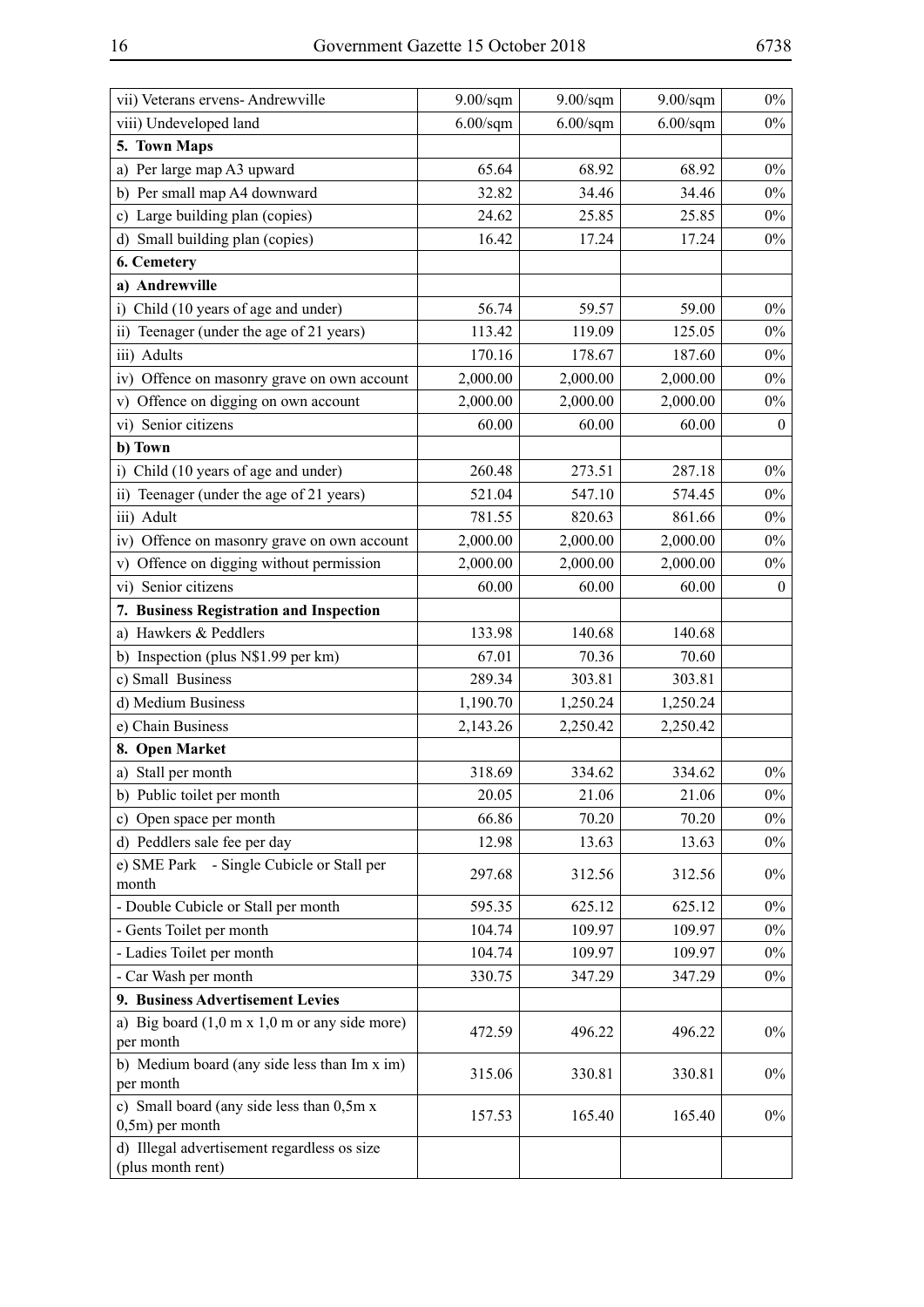| vii) Veterans ervens- Andrewville | 9.00/sqm | 9.00/sqm | 9.00/sqm | 0% |
|---|---|---|---|---|
| viii) Undeveloped land | 6.00/sqm | 6.00/sqm | 6.00/sqm | 0% |
| **5. Town Maps** | | | | |
| a) Per large map A3 upward | 65.64 | 68.92 | 68.92 | 0% |
| b) Per small map A4 downward | 32.82 | 34.46 | 34.46 | 0% |
| c) Large building plan (copies) | 24.62 | 25.85 | 25.85 | 0% |
| d) Small building plan (copies) | 16.42 | 17.24 | 17.24 | 0% |
| **6. Cemetery** | | | | |
| **a) Andrewville** | | | | |
| i) Child (10 years of age and under) | 56.74 | 59.57 | 59.00 | 0% |
| ii) Teenager (under the age of 21 years) | 113.42 | 119.09 | 125.05 | 0% |
| iii) Adults | 170.16 | 178.67 | 187.60 | 0% |
| iv) Offence on masonry grave on own account | 2,000.00 | 2,000.00 | 2,000.00 | 0% |
| v) Offence on digging on own account | 2,000.00 | 2,000.00 | 2,000.00 | 0% |
| vi) Senior citizens | 60.00 | 60.00 | 60.00 | 0 |
| **b) Town** | | | | |
| i) Child (10 years of age and under) | 260.48 | 273.51 | 287.18 | 0% |
| ii) Teenager (under the age of 21 years) | 521.04 | 547.10 | 574.45 | 0% |
| iii) Adult | 781.55 | 820.63 | 861.66 | 0% |
| iv) Offence on masonry grave on own account | 2,000.00 | 2,000.00 | 2,000.00 | 0% |
| v) Offence on digging without permission | 2,000.00 | 2,000.00 | 2,000.00 | 0% |
| vi) Senior citizens | 60.00 | 60.00 | 60.00 | 0 |
| **7. Business Registration and Inspection** | | | | |
| a) Hawkers & Peddlers | 133.98 | 140.68 | 140.68 | |
| b) Inspection (plus N$1.99 per km) | 67.01 | 70.36 | 70.60 | |
| c) Small Business | 289.34 | 303.81 | 303.81 | |
| d) Medium Business | 1,190.70 | 1,250.24 | 1,250.24 | |
| e) Chain Business | 2,143.26 | 2,250.42 | 2,250.42 | |
| **8. Open Market** | | | | |
| a) Stall per month | 318.69 | 334.62 | 334.62 | 0% |
| b) Public toilet per month | 20.05 | 21.06 | 21.06 | 0% |
| c) Open space per month | 66.86 | 70.20 | 70.20 | 0% |
| d) Peddlers sale fee per day | 12.98 | 13.63 | 13.63 | 0% |
| e) SME Park - Single Cubicle or Stall per month | 297.68 | 312.56 | 312.56 | 0% |
| - Double Cubicle or Stall per month | 595.35 | 625.12 | 625.12 | 0% |
| - Gents Toilet per month | 104.74 | 109.97 | 109.97 | 0% |
| - Ladies Toilet per month | 104.74 | 109.97 | 109.97 | 0% |
| - Car Wash per month | 330.75 | 347.29 | 347.29 | 0% |
| **9. Business Advertisement Levies** | | | | |
| a) Big board (1,0 m x 1,0 m or any side more) per month | 472.59 | 496.22 | 496.22 | 0% |
| b) Medium board (any side less than Im x im) per month | 315.06 | 330.81 | 330.81 | 0% |
| c) Small board (any side less than 0,5m x 0,5m) per month | 157.53 | 165.40 | 165.40 | 0% |
| d) Illegal advertisement regardless os size (plus month rent) | | | | |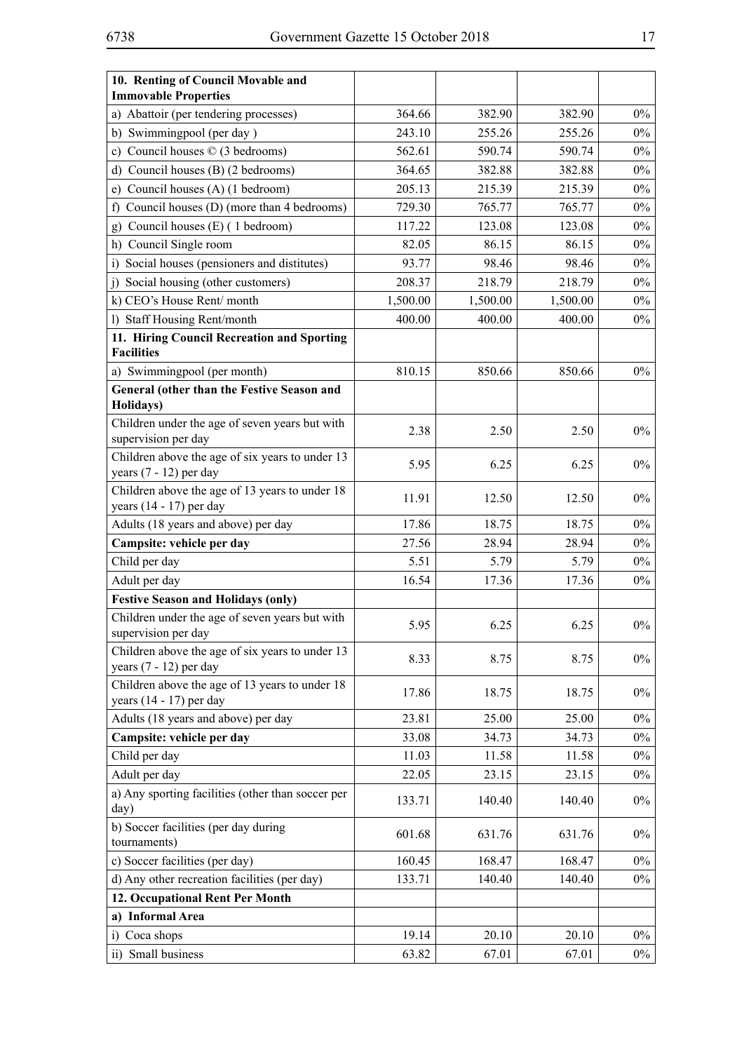| 10. Renting of Council Movable and Immovable Properties | | | | |
|---|---|---|---|---|
| a) Abattoir (per tendering processes) | 364.66 | 382.90 | 382.90 | 0% |
| b) Swimmingpool (per day ) | 243.10 | 255.26 | 255.26 | 0% |
| c) Council houses © (3 bedrooms) | 562.61 | 590.74 | 590.74 | 0% |
| d) Council houses (B) (2 bedrooms) | 364.65 | 382.88 | 382.88 | 0% |
| e) Council houses (A) (1 bedroom) | 205.13 | 215.39 | 215.39 | 0% |
| f) Council houses (D) (more than 4 bedrooms) | 729.30 | 765.77 | 765.77 | 0% |
| g) Council houses (E) ( 1 bedroom) | 117.22 | 123.08 | 123.08 | 0% |
| h) Council Single room | 82.05 | 86.15 | 86.15 | 0% |
| i) Social houses (pensioners and distitutes) | 93.77 | 98.46 | 98.46 | 0% |
| j) Social housing (other customers) | 208.37 | 218.79 | 218.79 | 0% |
| k) CEO's House Rent/ month | 1,500.00 | 1,500.00 | 1,500.00 | 0% |
| l) Staff Housing Rent/month | 400.00 | 400.00 | 400.00 | 0% |
| **11. Hiring Council Recreation and Sporting Facilities** | | | | |
| a) Swimmingpool (per month) | 810.15 | 850.66 | 850.66 | 0% |
| **General (other than the Festive Season and Holidays)** | | | | |
| Children under the age of seven years but with supervision per day | 2.38 | 2.50 | 2.50 | 0% |
| Children above the age of six years to under 13 years (7 - 12) per day | 5.95 | 6.25 | 6.25 | 0% |
| Children above the age of 13 years to under 18 years (14 - 17) per day | 11.91 | 12.50 | 12.50 | 0% |
| Adults (18 years and above) per day | 17.86 | 18.75 | 18.75 | 0% |
| **Campsite: vehicle per day** | 27.56 | 28.94 | 28.94 | 0% |
| Child per day | 5.51 | 5.79 | 5.79 | 0% |
| Adult per day | 16.54 | 17.36 | 17.36 | 0% |
| **Festive Season and Holidays (only)** | | | | |
| Children under the age of seven years but with supervision per day | 5.95 | 6.25 | 6.25 | 0% |
| Children above the age of six years to under 13 years (7 - 12) per day | 8.33 | 8.75 | 8.75 | 0% |
| Children above the age of 13 years to under 18 years (14 - 17) per day | 17.86 | 18.75 | 18.75 | 0% |
| Adults (18 years and above) per day | 23.81 | 25.00 | 25.00 | 0% |
| **Campsite: vehicle per day** | 33.08 | 34.73 | 34.73 | 0% |
| Child per day | 11.03 | 11.58 | 11.58 | 0% |
| Adult per day | 22.05 | 23.15 | 23.15 | 0% |
| a) Any sporting facilities (other than soccer per day) | 133.71 | 140.40 | 140.40 | 0% |
| b) Soccer facilities (per day during tournaments) | 601.68 | 631.76 | 631.76 | 0% |
| c) Soccer facilities (per day) | 160.45 | 168.47 | 168.47 | 0% |
| d) Any other recreation facilities (per day) | 133.71 | 140.40 | 140.40 | 0% |
| **12. Occupational Rent Per Month** | | | | |
| **a) Informal Area** | | | | |
| i) Coca shops | 19.14 | 20.10 | 20.10 | 0% |
| ii) Small business | 63.82 | 67.01 | 67.01 | 0% |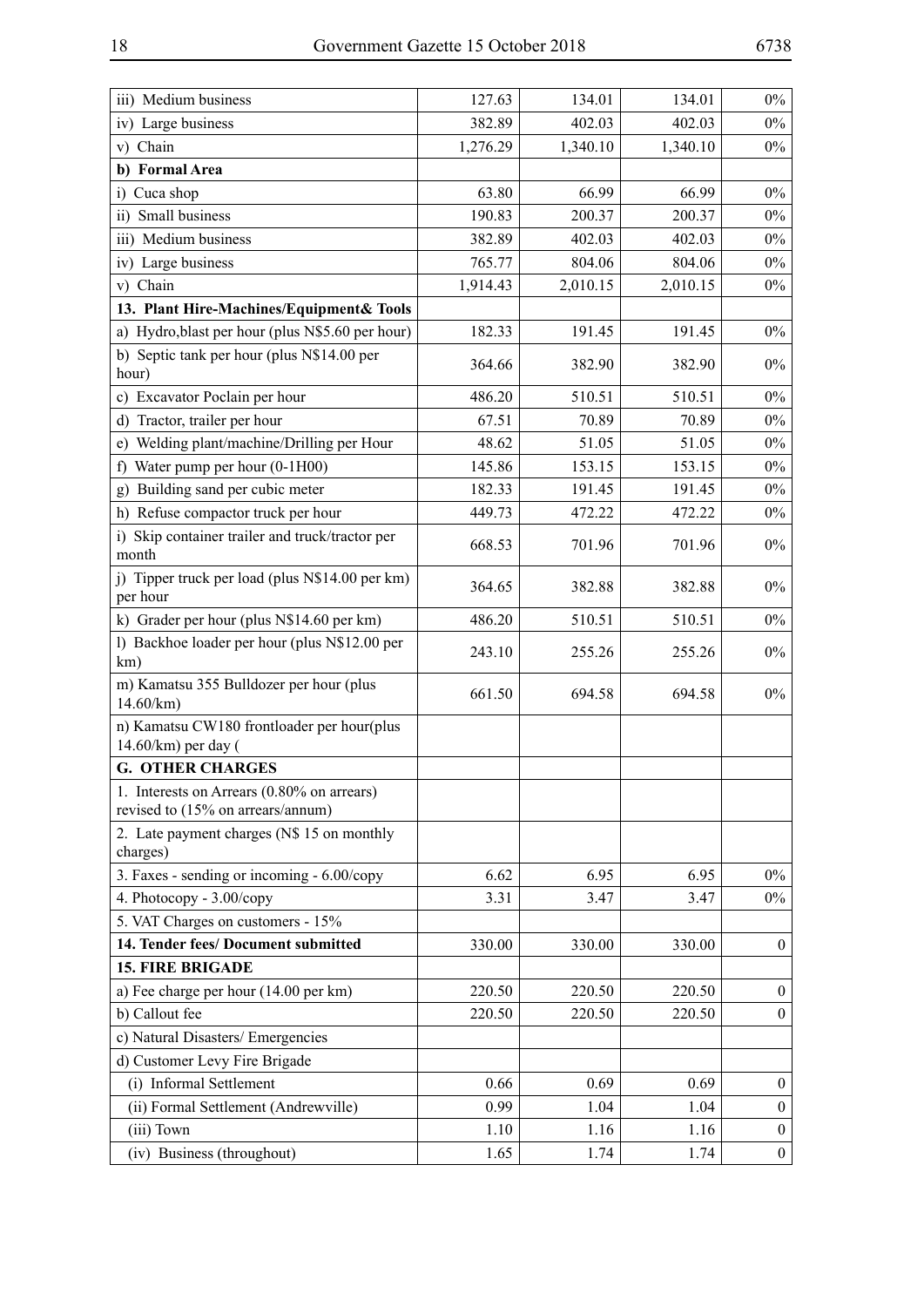| | | | | |
|---|---|---|---|---|
| iii) Medium business | 127.63 | 134.01 | 134.01 | 0% |
| iv) Large business | 382.89 | 402.03 | 402.03 | 0% |
| v) Chain | 1,276.29 | 1,340.10 | 1,340.10 | 0% |
| **b) Formal Area** | | | | |
| i) Cuca shop | 63.80 | 66.99 | 66.99 | 0% |
| ii) Small business | 190.83 | 200.37 | 200.37 | 0% |
| iii) Medium business | 382.89 | 402.03 | 402.03 | 0% |
| iv) Large business | 765.77 | 804.06 | 804.06 | 0% |
| v) Chain | 1,914.43 | 2,010.15 | 2,010.15 | 0% |
| **13. Plant Hire-Machines/Equipment& Tools** | | | | |
| a) Hydro,blast per hour (plus N$5.60 per hour) | 182.33 | 191.45 | 191.45 | 0% |
| b) Septic tank per hour (plus N$14.00 per hour) | 364.66 | 382.90 | 382.90 | 0% |
| c) Excavator Poclain per hour | 486.20 | 510.51 | 510.51 | 0% |
| d) Tractor, trailer per hour | 67.51 | 70.89 | 70.89 | 0% |
| e) Welding plant/machine/Drilling per Hour | 48.62 | 51.05 | 51.05 | 0% |
| f) Water pump per hour (0-1H00) | 145.86 | 153.15 | 153.15 | 0% |
| g) Building sand per cubic meter | 182.33 | 191.45 | 191.45 | 0% |
| h) Refuse compactor truck per hour | 449.73 | 472.22 | 472.22 | 0% |
| i) Skip container trailer and truck/tractor per month | 668.53 | 701.96 | 701.96 | 0% |
| j) Tipper truck per load (plus N$14.00 per km) per hour | 364.65 | 382.88 | 382.88 | 0% |
| k) Grader per hour (plus N$14.60 per km) | 486.20 | 510.51 | 510.51 | 0% |
| l) Backhoe loader per hour (plus N$12.00 per km) | 243.10 | 255.26 | 255.26 | 0% |
| m) Kamatsu 355 Bulldozer per hour (plus 14.60/km) | 661.50 | 694.58 | 694.58 | 0% |
| n) Kamatsu CW180 frontloader per hour(plus 14.60/km) per day ( | | | | |
| **G. OTHER CHARGES** | | | | |
| 1. Interests on Arrears (0.80% on arrears) revised to (15% on arrears/annum) | | | | |
| 2. Late payment charges (N$ 15 on monthly charges) | | | | |
| 3. Faxes - sending or incoming - 6.00/copy | 6.62 | 6.95 | 6.95 | 0% |
| 4. Photocopy - 3.00/copy | 3.31 | 3.47 | 3.47 | 0% |
| 5. VAT Charges on customers - 15% | | | | |
| **14. Tender fees/ Document submitted** | 330.00 | 330.00 | 330.00 | 0 |
| **15. FIRE BRIGADE** | | | | |
| a) Fee charge per hour (14.00 per km) | 220.50 | 220.50 | 220.50 | 0 |
| b) Callout fee | 220.50 | 220.50 | 220.50 | 0 |
| c) Natural Disasters/ Emergencies | | | | |
| d) Customer Levy Fire Brigade | | | | |
| (i) Informal Settlement | 0.66 | 0.69 | 0.69 | 0 |
| (ii) Formal Settlement (Andrewville) | 0.99 | 1.04 | 1.04 | 0 |
| (iii) Town | 1.10 | 1.16 | 1.16 | 0 |
| (iv) Business (throughout) | 1.65 | 1.74 | 1.74 | 0 |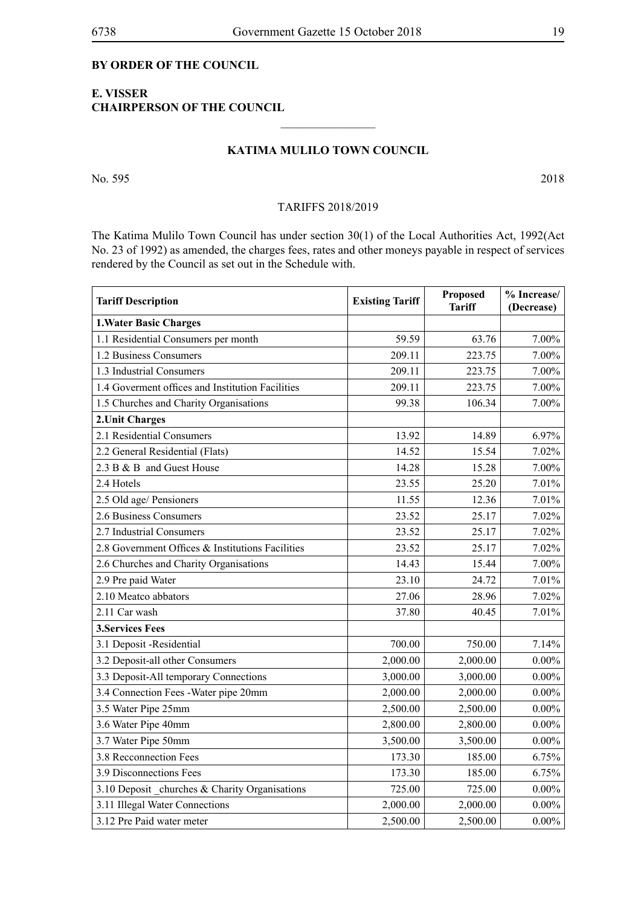**BY ORDER OF THE COUNCIL**

**E. VISSER**
**CHAIRPERSON OF THE COUNCIL**

________________

**KATIMA MULILO TOWN COUNCIL**

No. 595 2018

TARIFFS 2018/2019

The Katima Mulilo Town Council has under section 30(1) of the Local Authorities Act, 1992(Act No. 23 of 1992) as amended, the charges fees, rates and other moneys payable in respect of services rendered by the Council as set out in the Schedule with.

| Tariff Description | Existing Tariff | Proposed Tariff | % Increase/ (Decrease) |
|---|---|---|---|
| **1.Water Basic Charges** | | | |
| 1.1 Residential Consumers per month | 59.59 | 63.76 | 7.00% |
| 1.2 Business Consumers | 209.11 | 223.75 | 7.00% |
| 1.3 Industrial Consumers | 209.11 | 223.75 | 7.00% |
| 1.4 Goverment offices and Institution Facilities | 209.11 | 223.75 | 7.00% |
| 1.5 Churches and Charity Organisations | 99.38 | 106.34 | 7.00% |
| **2.Unit Charges** | | | |
| 2.1 Residential Consumers | 13.92 | 14.89 | 6.97% |
| 2.2 General Residential (Flats) | 14.52 | 15.54 | 7.02% |
| 2.3 B & B and Guest House | 14.28 | 15.28 | 7.00% |
| 2.4 Hotels | 23.55 | 25.20 | 7.01% |
| 2.5 Old age/ Pensioners | 11.55 | 12.36 | 7.01% |
| 2.6 Business Consumers | 23.52 | 25.17 | 7.02% |
| 2.7 Industrial Consumers | 23.52 | 25.17 | 7.02% |
| 2.8 Government Offices & Institutions Facilities | 23.52 | 25.17 | 7.02% |
| 2.6 Churches and Charity Organisations | 14.43 | 15.44 | 7.00% |
| 2.9 Pre paid Water | 23.10 | 24.72 | 7.01% |
| 2.10 Meatco abbators | 27.06 | 28.96 | 7.02% |
| 2.11 Car wash | 37.80 | 40.45 | 7.01% |
| **3.Services Fees** | | | |
| 3.1 Deposit -Residential | 700.00 | 750.00 | 7.14% |
| 3.2 Deposit-all other Consumers | 2,000.00 | 2,000.00 | 0.00% |
| 3.3 Deposit-All temporary Connections | 3,000.00 | 3,000.00 | 0.00% |
| 3.4 Connection Fees -Water pipe 20mm | 2,000.00 | 2,000.00 | 0.00% |
| 3.5 Water Pipe 25mm | 2,500.00 | 2,500.00 | 0.00% |
| 3.6 Water Pipe 40mm | 2,800.00 | 2,800.00 | 0.00% |
| 3.7 Water Pipe 50mm | 3,500.00 | 3,500.00 | 0.00% |
| 3.8 Recconnection Fees | 173.30 | 185.00 | 6.75% |
| 3.9 Disconnections Fees | 173.30 | 185.00 | 6.75% |
| 3.10 Deposit _churches & Charity Organisations | 725.00 | 725.00 | 0.00% |
| 3.11 Illegal Water Connections | 2,000.00 | 2,000.00 | 0.00% |
| 3.12 Pre Paid water meter | 2,500.00 | 2,500.00 | 0.00% |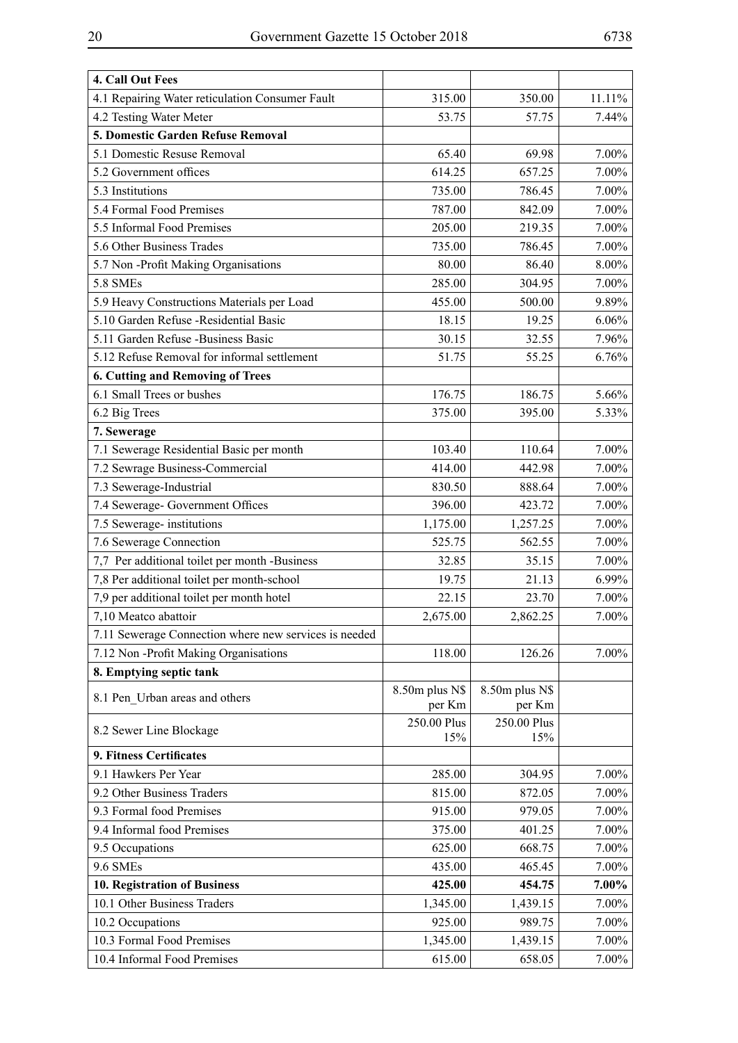| | | | |
|---|---|---|---|
| **4. Call Out Fees** | | | |
| 4.1 Repairing Water reticulation Consumer Fault | 315.00 | 350.00 | 11.11% |
| 4.2 Testing Water Meter | 53.75 | 57.75 | 7.44% |
| **5. Domestic Garden Refuse Removal** | | | |
| 5.1 Domestic Resuse Removal | 65.40 | 69.98 | 7.00% |
| 5.2 Government offices | 614.25 | 657.25 | 7.00% |
| 5.3 Institutions | 735.00 | 786.45 | 7.00% |
| 5.4 Formal Food Premises | 787.00 | 842.09 | 7.00% |
| 5.5 Informal Food Premises | 205.00 | 219.35 | 7.00% |
| 5.6 Other Business Trades | 735.00 | 786.45 | 7.00% |
| 5.7 Non -Profit Making Organisations | 80.00 | 86.40 | 8.00% |
| 5.8 SMEs | 285.00 | 304.95 | 7.00% |
| 5.9 Heavy Constructions Materials per Load | 455.00 | 500.00 | 9.89% |
| 5.10 Garden Refuse -Residential Basic | 18.15 | 19.25 | 6.06% |
| 5.11 Garden Refuse -Business Basic | 30.15 | 32.55 | 7.96% |
| 5.12 Refuse Removal for informal settlement | 51.75 | 55.25 | 6.76% |
| **6. Cutting and Removing of Trees** | | | |
| 6.1 Small Trees or bushes | 176.75 | 186.75 | 5.66% |
| 6.2 Big Trees | 375.00 | 395.00 | 5.33% |
| **7. Sewerage** | | | |
| 7.1 Sewerage Residential Basic per month | 103.40 | 110.64 | 7.00% |
| 7.2 Sewrage Business-Commercial | 414.00 | 442.98 | 7.00% |
| 7.3 Sewerage-Industrial | 830.50 | 888.64 | 7.00% |
| 7.4 Sewerage- Government Offices | 396.00 | 423.72 | 7.00% |
| 7.5 Sewerage- institutions | 1,175.00 | 1,257.25 | 7.00% |
| 7.6 Sewerage Connection | 525.75 | 562.55 | 7.00% |
| 7,7 Per additional toilet per month -Business | 32.85 | 35.15 | 7.00% |
| 7,8 Per additional toilet per month-school | 19.75 | 21.13 | 6.99% |
| 7,9 per additional toilet per month hotel | 22.15 | 23.70 | 7.00% |
| 7,10 Meatco abattoir | 2,675.00 | 2,862.25 | 7.00% |
| 7.11 Sewerage Connection where new services is needed | | | |
| 7.12 Non -Profit Making Organisations | 118.00 | 126.26 | 7.00% |
| **8. Emptying septic tank** | | | |
| 8.1 Pen_Urban areas and others | 8.50m plus N$ per Km | 8.50m plus N$ per Km | |
| 8.2 Sewer Line Blockage | 250.00 Plus 15% | 250.00 Plus 15% | |
| **9. Fitness Certificates** | | | |
| 9.1 Hawkers Per Year | 285.00 | 304.95 | 7.00% |
| 9.2 Other Business Traders | 815.00 | 872.05 | 7.00% |
| 9.3 Formal food Premises | 915.00 | 979.05 | 7.00% |
| 9.4 Informal food Premises | 375.00 | 401.25 | 7.00% |
| 9.5 Occupations | 625.00 | 668.75 | 7.00% |
| 9.6 SMEs | 435.00 | 465.45 | 7.00% |
| **10. Registration of Business** | **425.00** | **454.75** | **7.00%** |
| 10.1 Other Business Traders | 1,345.00 | 1,439.15 | 7.00% |
| 10.2 Occupations | 925.00 | 989.75 | 7.00% |
| 10.3 Formal Food Premises | 1,345.00 | 1,439.15 | 7.00% |
| 10.4 Informal Food Premises | 615.00 | 658.05 | 7.00% |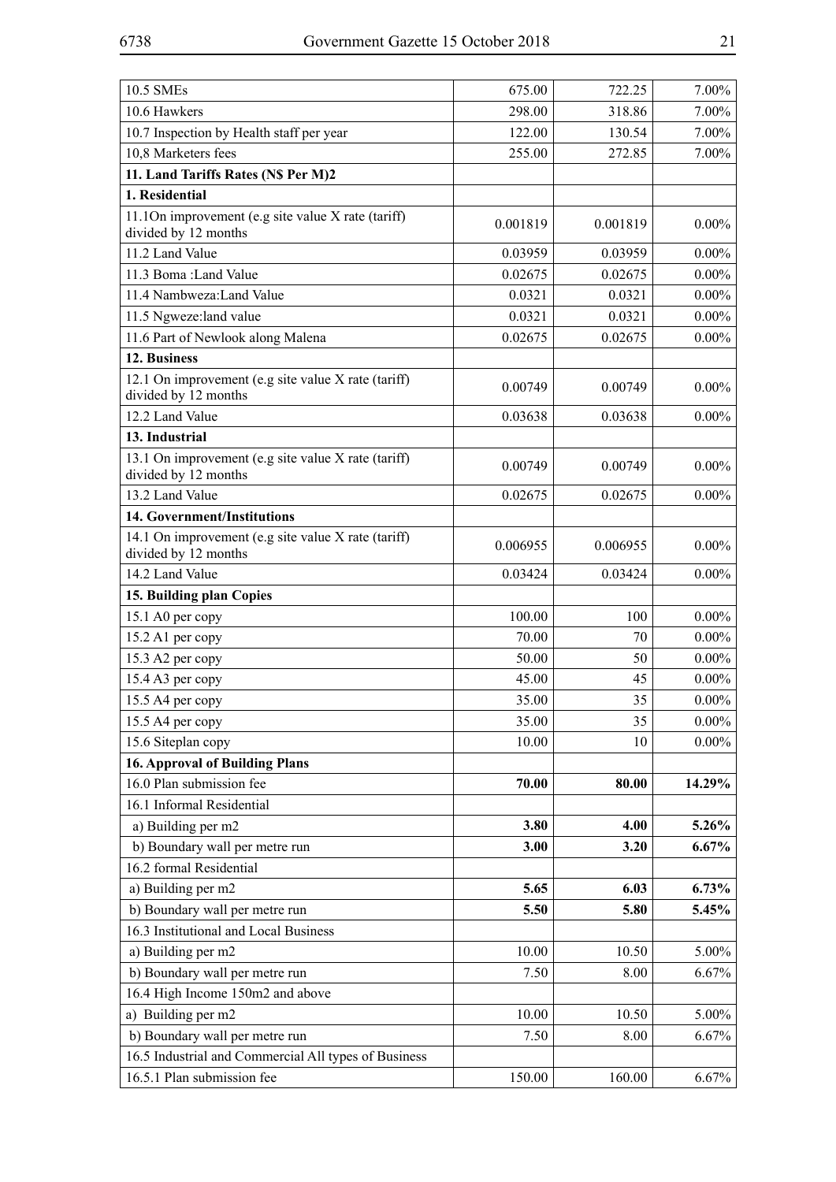| 10.5 SMEs | 675.00 | 722.25 | 7.00% |
|---|---|---|---|
| 10.6 Hawkers | 298.00 | 318.86 | 7.00% |
| 10.7 Inspection by Health staff per year | 122.00 | 130.54 | 7.00% |
| 10,8 Marketers fees | 255.00 | 272.85 | 7.00% |
| **11. Land Tariffs Rates (N$ Per M)2** | | | |
| **1. Residential** | | | |
| 11.1On improvement (e.g site value X rate (tariff) divided by 12 months | 0.001819 | 0.001819 | 0.00% |
| 11.2 Land Value | 0.03959 | 0.03959 | 0.00% |
| 11.3 Boma :Land Value | 0.02675 | 0.02675 | 0.00% |
| 11.4 Nambweza:Land Value | 0.0321 | 0.0321 | 0.00% |
| 11.5 Ngweze:land value | 0.0321 | 0.0321 | 0.00% |
| 11.6 Part of Newlook along Malena | 0.02675 | 0.02675 | 0.00% |
| **12. Business** | | | |
| 12.1 On improvement (e.g site value X rate (tariff) divided by 12 months | 0.00749 | 0.00749 | 0.00% |
| 12.2 Land Value | 0.03638 | 0.03638 | 0.00% |
| **13. Industrial** | | | |
| 13.1 On improvement (e.g site value X rate (tariff) divided by 12 months | 0.00749 | 0.00749 | 0.00% |
| 13.2 Land Value | 0.02675 | 0.02675 | 0.00% |
| **14. Government/Institutions** | | | |
| 14.1 On improvement (e.g site value X rate (tariff) divided by 12 months | 0.006955 | 0.006955 | 0.00% |
| 14.2 Land Value | 0.03424 | 0.03424 | 0.00% |
| **15. Building plan Copies** | | | |
| 15.1 A0 per copy | 100.00 | 100 | 0.00% |
| 15.2 A1 per copy | 70.00 | 70 | 0.00% |
| 15.3 A2 per copy | 50.00 | 50 | 0.00% |
| 15.4 A3 per copy | 45.00 | 45 | 0.00% |
| 15.5 A4 per copy | 35.00 | 35 | 0.00% |
| 15.5 A4 per copy | 35.00 | 35 | 0.00% |
| 15.6 Siteplan copy | 10.00 | 10 | 0.00% |
| **16. Approval of Building Plans** | | | |
| 16.0 Plan submission fee | **70.00** | **80.00** | **14.29%** |
| 16.1 Informal Residential | | | |
| a) Building per m2 | **3.80** | **4.00** | **5.26%** |
| b) Boundary wall per metre run | **3.00** | **3.20** | **6.67%** |
| 16.2 formal Residential | | | |
| a) Building per m2 | **5.65** | **6.03** | **6.73%** |
| b) Boundary wall per metre run | **5.50** | **5.80** | **5.45%** |
| 16.3 Institutional and Local Business | | | |
| a) Building per m2 | 10.00 | 10.50 | 5.00% |
| b) Boundary wall per metre run | 7.50 | 8.00 | 6.67% |
| 16.4 High Income 150m2 and above | | | |
| a) Building per m2 | 10.00 | 10.50 | 5.00% |
| b) Boundary wall per metre run | 7.50 | 8.00 | 6.67% |
| 16.5 Industrial and Commercial All types of Business | | | |
| 16.5.1 Plan submission fee | 150.00 | 160.00 | 6.67% |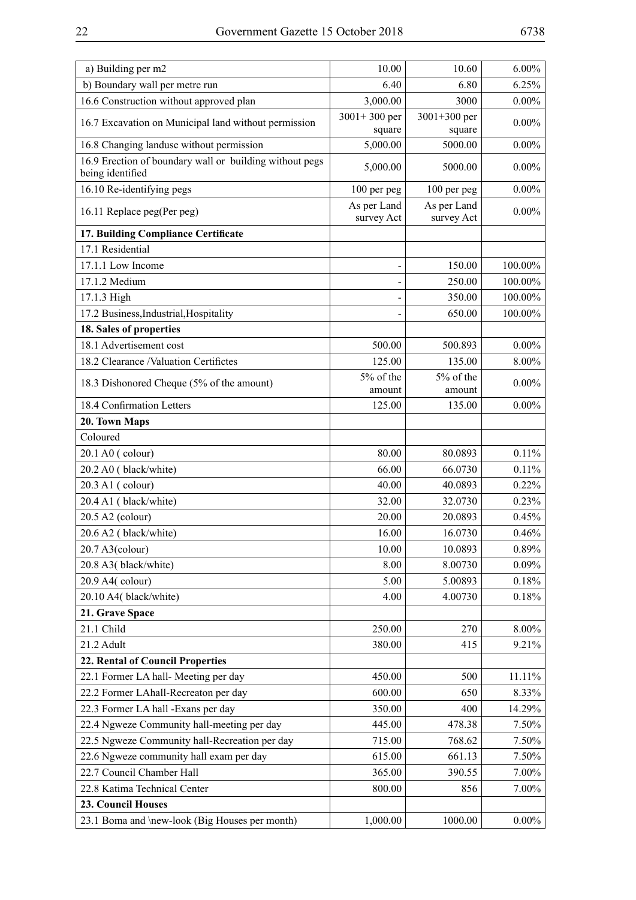| | | | |
|---|---|---|---|
| a) Building per m2 | 10.00 | 10.60 | 6.00% |
| b) Boundary wall per metre run | 6.40 | 6.80 | 6.25% |
| 16.6 Construction without approved plan | 3,000.00 | 3000 | 0.00% |
| 16.7 Excavation on Municipal land without permission | 3001+ 300 per square | 3001+300 per square | 0.00% |
| 16.8 Changing landuse without permission | 5,000.00 | 5000.00 | 0.00% |
| 16.9 Erection of boundary wall or building without pegs being identified | 5,000.00 | 5000.00 | 0.00% |
| 16.10 Re-identifying pegs | 100 per peg | 100 per peg | 0.00% |
| 16.11 Replace peg(Per peg) | As per Land survey Act | As per Land survey Act | 0.00% |
| **17. Building Compliance Certificate** | | | |
| 17.1 Residential | | | |
| 17.1.1 Low Income | - | 150.00 | 100.00% |
| 17.1.2 Medium | - | 250.00 | 100.00% |
| 17.1.3 High | - | 350.00 | 100.00% |
| 17.2 Business,Industrial,Hospitality | - | 650.00 | 100.00% |
| **18. Sales of properties** | | | |
| 18.1 Advertisement cost | 500.00 | 500.893 | 0.00% |
| 18.2 Clearance /Valuation Certifictes | 125.00 | 135.00 | 8.00% |
| 18.3 Dishonored Cheque (5% of the amount) | 5% of the amount | 5% of the amount | 0.00% |
| 18.4 Confirmation Letters | 125.00 | 135.00 | 0.00% |
| **20. Town Maps** | | | |
| Coloured | | | |
| 20.1 A0 ( colour) | 80.00 | 80.0893 | 0.11% |
| 20.2 A0 ( black/white) | 66.00 | 66.0730 | 0.11% |
| 20.3 A1 ( colour) | 40.00 | 40.0893 | 0.22% |
| 20.4 A1 ( black/white) | 32.00 | 32.0730 | 0.23% |
| 20.5 A2 (colour) | 20.00 | 20.0893 | 0.45% |
| 20.6 A2 ( black/white) | 16.00 | 16.0730 | 0.46% |
| 20.7 A3(colour) | 10.00 | 10.0893 | 0.89% |
| 20.8 A3( black/white) | 8.00 | 8.00730 | 0.09% |
| 20.9 A4( colour) | 5.00 | 5.00893 | 0.18% |
| 20.10 A4( black/white) | 4.00 | 4.00730 | 0.18% |
| **21. Grave Space** | | | |
| 21.1 Child | 250.00 | 270 | 8.00% |
| 21.2 Adult | 380.00 | 415 | 9.21% |
| **22. Rental of Council Properties** | | | |
| 22.1 Former LA hall- Meeting per day | 450.00 | 500 | 11.11% |
| 22.2 Former LAhall-Recreaton per day | 600.00 | 650 | 8.33% |
| 22.3 Former LA hall -Exans per day | 350.00 | 400 | 14.29% |
| 22.4 Ngweze Community hall-meeting per day | 445.00 | 478.38 | 7.50% |
| 22.5 Ngweze Community hall-Recreation per day | 715.00 | 768.62 | 7.50% |
| 22.6 Ngweze community hall exam per day | 615.00 | 661.13 | 7.50% |
| 22.7 Council Chamber Hall | 365.00 | 390.55 | 7.00% |
| 22.8 Katima Technical Center | 800.00 | 856 | 7.00% |
| **23. Council Houses** | | | |
| 23.1 Boma and \new-look (Big Houses per month) | 1,000.00 | 1000.00 | 0.00% |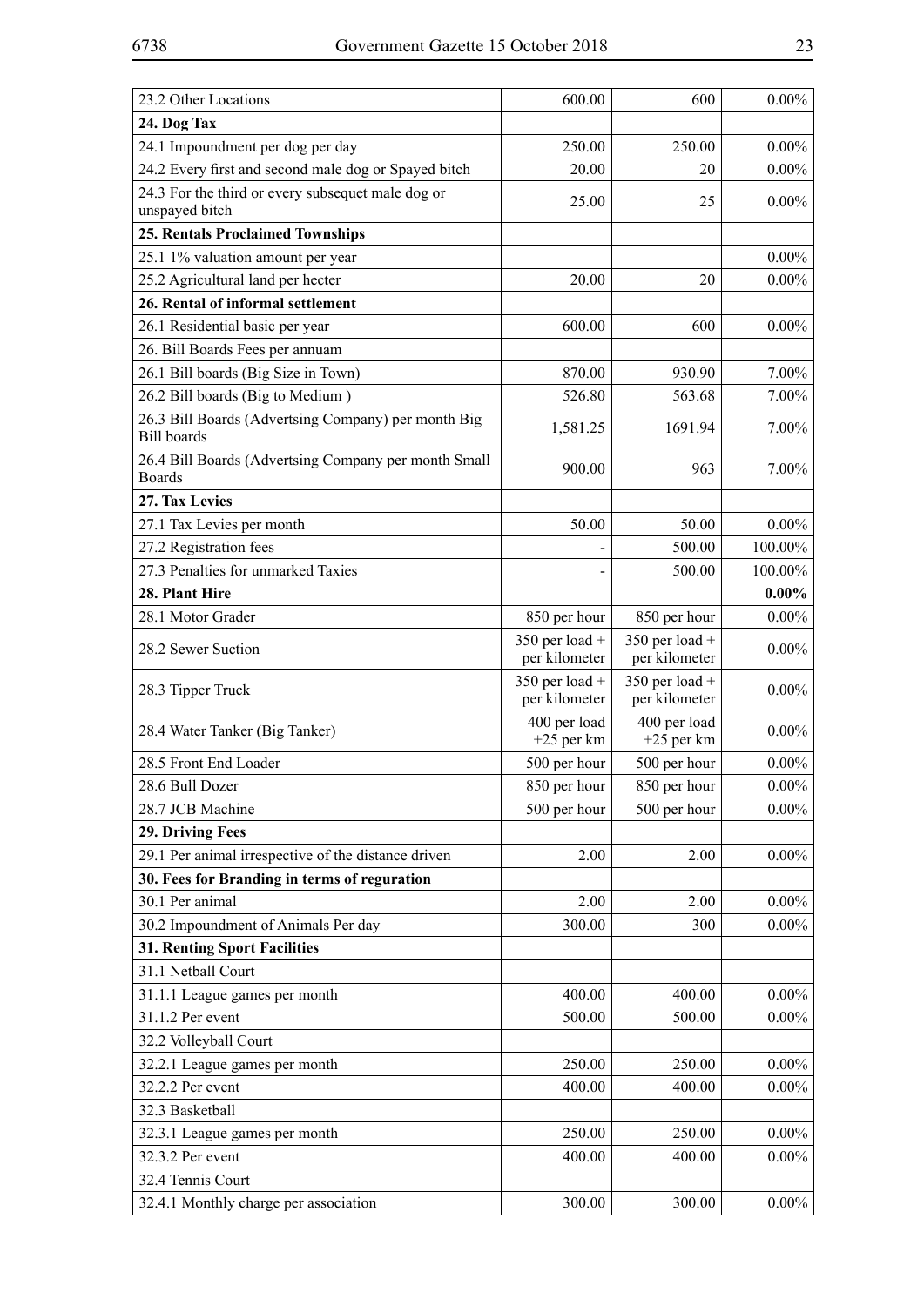| | | | |
|---|---|---|---|
| 23.2 Other Locations | 600.00 | 600 | 0.00% |
| **24. Dog Tax** | | | |
| 24.1 Impoundment per dog per day | 250.00 | 250.00 | 0.00% |
| 24.2 Every first and second male dog or Spayed bitch | 20.00 | 20 | 0.00% |
| 24.3 For the third or every subsequet male dog or unspayed bitch | 25.00 | 25 | 0.00% |
| **25. Rentals Proclaimed Townships** | | | |
| 25.1 1% valuation amount per year | | | 0.00% |
| 25.2 Agricultural land per hecter | 20.00 | 20 | 0.00% |
| **26. Rental of informal settlement** | | | |
| 26.1 Residential basic per year | 600.00 | 600 | 0.00% |
| 26. Bill Boards Fees per annuam | | | |
| 26.1 Bill boards (Big Size in Town) | 870.00 | 930.90 | 7.00% |
| 26.2 Bill boards (Big to Medium ) | 526.80 | 563.68 | 7.00% |
| 26.3 Bill Boards (Advertsing Company) per month Big Bill boards | 1,581.25 | 1691.94 | 7.00% |
| 26.4 Bill Boards (Advertsing Company per month Small Boards | 900.00 | 963 | 7.00% |
| **27. Tax Levies** | | | |
| 27.1 Tax Levies per month | 50.00 | 50.00 | 0.00% |
| 27.2 Registration fees | - | 500.00 | 100.00% |
| 27.3 Penalties for unmarked Taxies | - | 500.00 | 100.00% |
| **28. Plant Hire** | | | **0.00%** |
| 28.1 Motor Grader | 850 per hour | 850 per hour | 0.00% |
| 28.2 Sewer Suction | 350 per load + per kilometer | 350 per load + per kilometer | 0.00% |
| 28.3 Tipper Truck | 350 per load + per kilometer | 350 per load + per kilometer | 0.00% |
| 28.4 Water Tanker (Big Tanker) | 400 per load +25 per km | 400 per load +25 per km | 0.00% |
| 28.5 Front End Loader | 500 per hour | 500 per hour | 0.00% |
| 28.6 Bull Dozer | 850 per hour | 850 per hour | 0.00% |
| 28.7 JCB Machine | 500 per hour | 500 per hour | 0.00% |
| **29. Driving Fees** | | | |
| 29.1 Per animal irrespective of the distance driven | 2.00 | 2.00 | 0.00% |
| **30. Fees for Branding in terms of reguration** | | | |
| 30.1 Per animal | 2.00 | 2.00 | 0.00% |
| 30.2 Impoundment of Animals Per day | 300.00 | 300 | 0.00% |
| **31. Renting Sport Facilities** | | | |
| 31.1 Netball Court | | | |
| 31.1.1 League games per month | 400.00 | 400.00 | 0.00% |
| 31.1.2 Per event | 500.00 | 500.00 | 0.00% |
| 32.2 Volleyball Court | | | |
| 32.2.1 League games per month | 250.00 | 250.00 | 0.00% |
| 32.2.2 Per event | 400.00 | 400.00 | 0.00% |
| 32.3 Basketball | | | |
| 32.3.1 League games per month | 250.00 | 250.00 | 0.00% |
| 32.3.2 Per event | 400.00 | 400.00 | 0.00% |
| 32.4 Tennis Court | | | |
| 32.4.1 Monthly charge per association | 300.00 | 300.00 | 0.00% |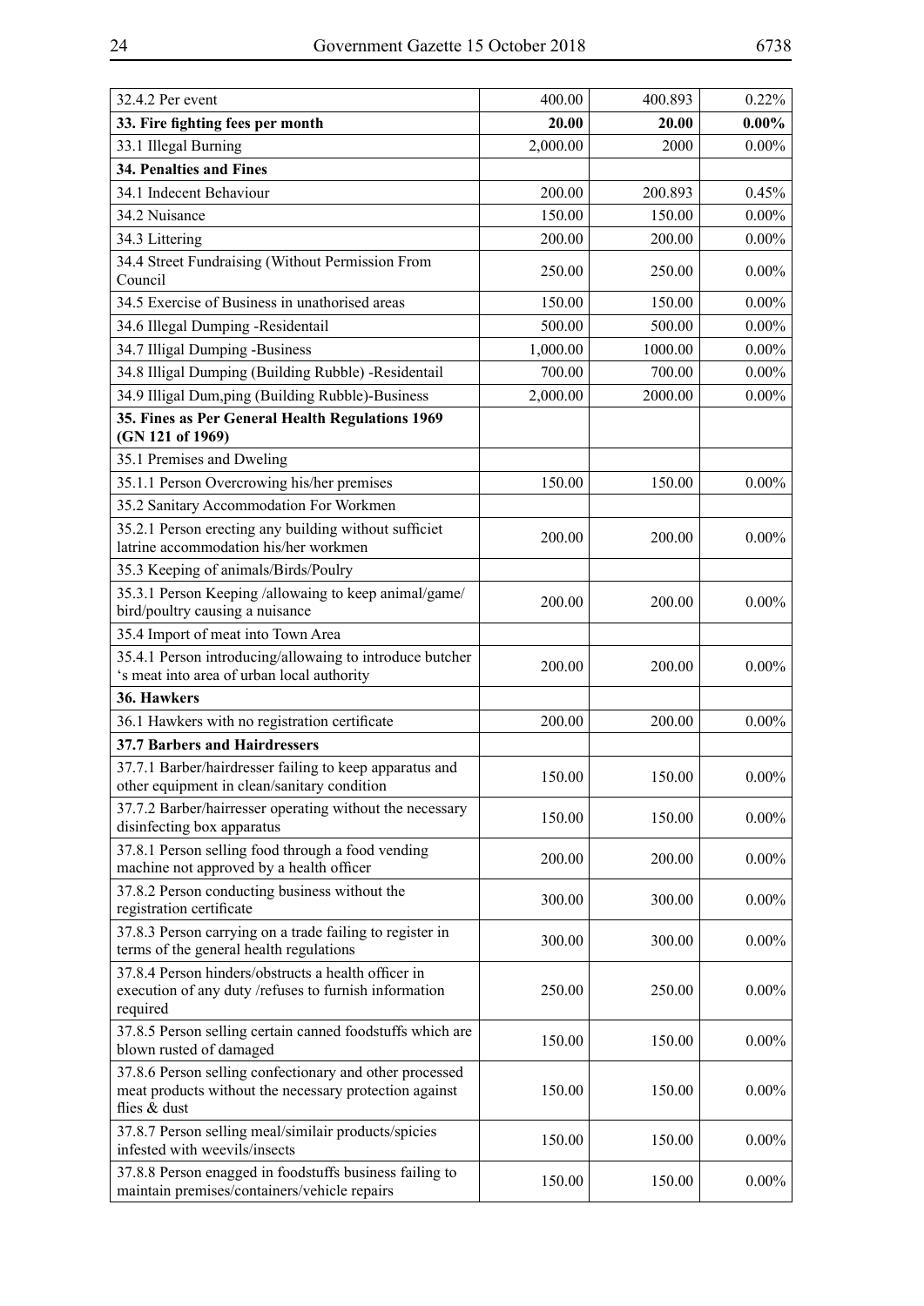| | | | |
|---|---|---|---|
| 32.4.2 Per event | 400.00 | 400.893 | 0.22% |
| **33. Fire fighting fees per month** | **20.00** | **20.00** | **0.00%** |
| 33.1 Illegal Burning | 2,000.00 | 2000 | 0.00% |
| **34. Penalties and Fines** | | | |
| 34.1 Indecent Behaviour | 200.00 | 200.893 | 0.45% |
| 34.2 Nuisance | 150.00 | 150.00 | 0.00% |
| 34.3 Littering | 200.00 | 200.00 | 0.00% |
| 34.4 Street Fundraising (Without Permission From Council | 250.00 | 250.00 | 0.00% |
| 34.5 Exercise of Business in unathorised areas | 150.00 | 150.00 | 0.00% |
| 34.6 Illegal Dumping -Residentail | 500.00 | 500.00 | 0.00% |
| 34.7 Illigal Dumping -Business | 1,000.00 | 1000.00 | 0.00% |
| 34.8 Illigal Dumping (Building Rubble) -Residentail | 700.00 | 700.00 | 0.00% |
| 34.9 Illigal Dum,ping (Building Rubble)-Business | 2,000.00 | 2000.00 | 0.00% |
| **35. Fines as Per General Health Regulations 1969 (GN 121 of 1969)** | | | |
| 35.1 Premises and Dweling | | | |
| 35.1.1 Person Overcrowing his/her premises | 150.00 | 150.00 | 0.00% |
| 35.2 Sanitary Accommodation For Workmen | | | |
| 35.2.1 Person erecting any building without sufficiet latrine accommodation his/her workmen | 200.00 | 200.00 | 0.00% |
| 35.3 Keeping of animals/Birds/Poulry | | | |
| 35.3.1 Person Keeping /allowaing to keep animal/game/ bird/poultry causing a nuisance | 200.00 | 200.00 | 0.00% |
| 35.4 Import of meat into Town Area | | | |
| 35.4.1 Person introducing/allowaing to introduce butcher 's meat into area of urban local authority | 200.00 | 200.00 | 0.00% |
| **36. Hawkers** | | | |
| 36.1 Hawkers with no registration certificate | 200.00 | 200.00 | 0.00% |
| **37.7 Barbers and Hairdressers** | | | |
| 37.7.1 Barber/hairdresser failing to keep apparatus and other equipment in clean/sanitary condition | 150.00 | 150.00 | 0.00% |
| 37.7.2 Barber/hairresser operating without the necessary disinfecting box apparatus | 150.00 | 150.00 | 0.00% |
| 37.8.1 Person selling food through a food vending machine not approved by a health officer | 200.00 | 200.00 | 0.00% |
| 37.8.2 Person conducting business without the registration certificate | 300.00 | 300.00 | 0.00% |
| 37.8.3 Person carrying on a trade failing to register in terms of the general health regulations | 300.00 | 300.00 | 0.00% |
| 37.8.4 Person hinders/obstructs a health officer in execution of any duty /refuses to furnish information required | 250.00 | 250.00 | 0.00% |
| 37.8.5 Person selling certain canned foodstuffs which are blown rusted of damaged | 150.00 | 150.00 | 0.00% |
| 37.8.6 Person selling confectionary and other processed meat products without the necessary protection against flies & dust | 150.00 | 150.00 | 0.00% |
| 37.8.7 Person selling meal/similair products/spicies infested with weevils/insects | 150.00 | 150.00 | 0.00% |
| 37.8.8 Person enagged in foodstuffs business failing to maintain premises/containers/vehicle repairs | 150.00 | 150.00 | 0.00% |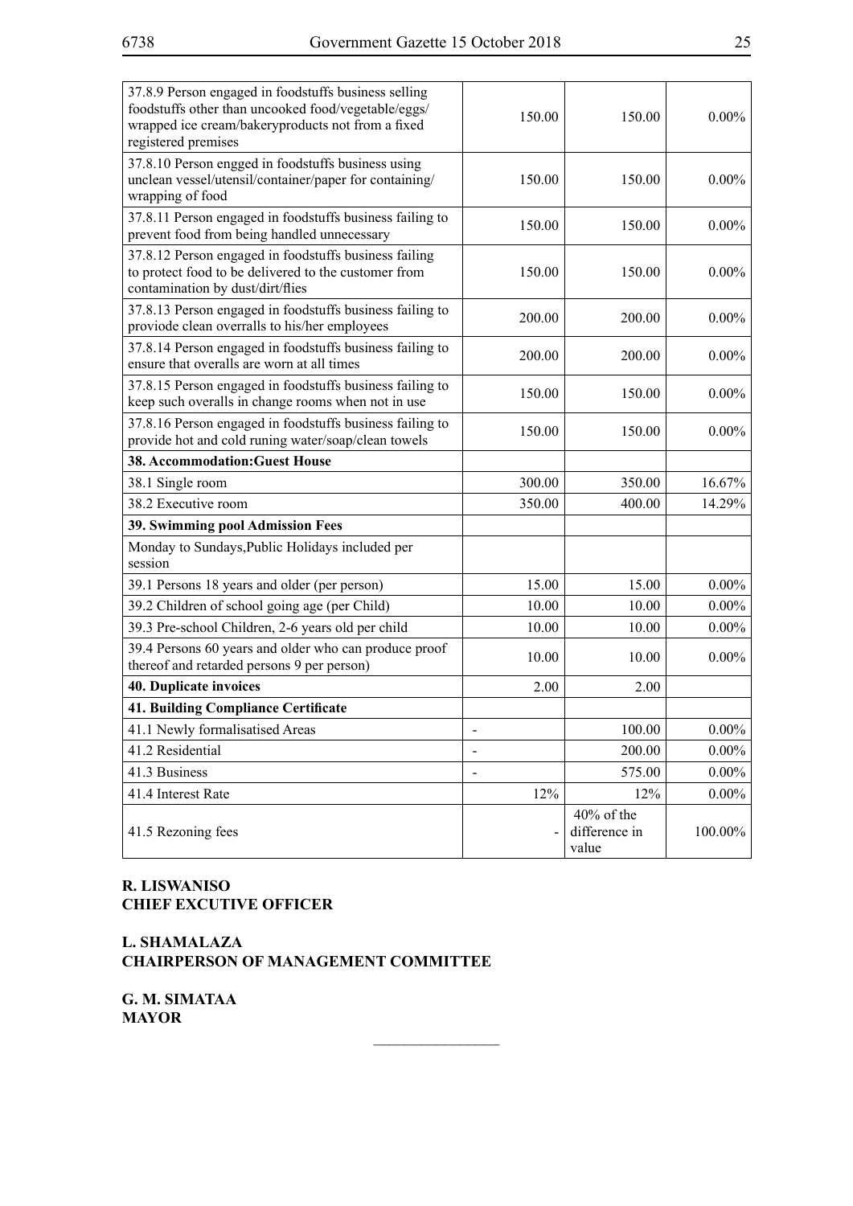| | | | |
|---|---|---|---|
| 37.8.9 Person engaged in foodstuffs business selling foodstuffs other than uncooked food/vegetable/eggs/ wrapped ice cream/bakeryproducts not from a fixed registered premises | 150.00 | 150.00 | 0.00% |
| 37.8.10 Person engged in foodstuffs business using unclean vessel/utensil/container/paper for containing/ wrapping of food | 150.00 | 150.00 | 0.00% |
| 37.8.11 Person engaged in foodstuffs business failing to prevent food from being handled unnecessary | 150.00 | 150.00 | 0.00% |
| 37.8.12 Person engaged in foodstuffs business failing to protect food to be delivered to the customer from contamination by dust/dirt/flies | 150.00 | 150.00 | 0.00% |
| 37.8.13 Person engaged in foodstuffs business failing to proviode clean overralls to his/her employees | 200.00 | 200.00 | 0.00% |
| 37.8.14 Person engaged in foodstuffs business failing to ensure that overalls are worn at all times | 200.00 | 200.00 | 0.00% |
| 37.8.15 Person engaged in foodstuffs business failing to keep such overalls in change rooms when not in use | 150.00 | 150.00 | 0.00% |
| 37.8.16 Person engaged in foodstuffs business failing to provide hot and cold runing water/soap/clean towels | 150.00 | 150.00 | 0.00% |
| **38. Accommodation:Guest House** | | | |
| 38.1 Single room | 300.00 | 350.00 | 16.67% |
| 38.2 Executive room | 350.00 | 400.00 | 14.29% |
| **39. Swimming pool Admission Fees** | | | |
| Monday to Sundays,Public Holidays included per session | | | |
| 39.1 Persons 18 years and older (per person) | 15.00 | 15.00 | 0.00% |
| 39.2 Children of school going age (per Child) | 10.00 | 10.00 | 0.00% |
| 39.3 Pre-school Children, 2-6 years old per child | 10.00 | 10.00 | 0.00% |
| 39.4 Persons 60 years and older who can produce proof thereof and retarded persons 9 per person) | 10.00 | 10.00 | 0.00% |
| **40. Duplicate invoices** | 2.00 | 2.00 | |
| **41. Building Compliance Certificate** | | | |
| 41.1 Newly formalisatised Areas | - | 100.00 | 0.00% |
| 41.2 Residential | - | 200.00 | 0.00% |
| 41.3 Business | - | 575.00 | 0.00% |
| 41.4 Interest Rate | 12% | 12% | 0.00% |
| 41.5 Rezoning fees | - | 40% of the difference in value | 100.00% |

**R. LISWANISO**
**CHIEF EXCUTIVE OFFICER**

**L. SHAMALAZA**
**CHAIRPERSON OF MANAGEMENT COMMITTEE**

**G. M. SIMATAA**
**MAYOR**

________________